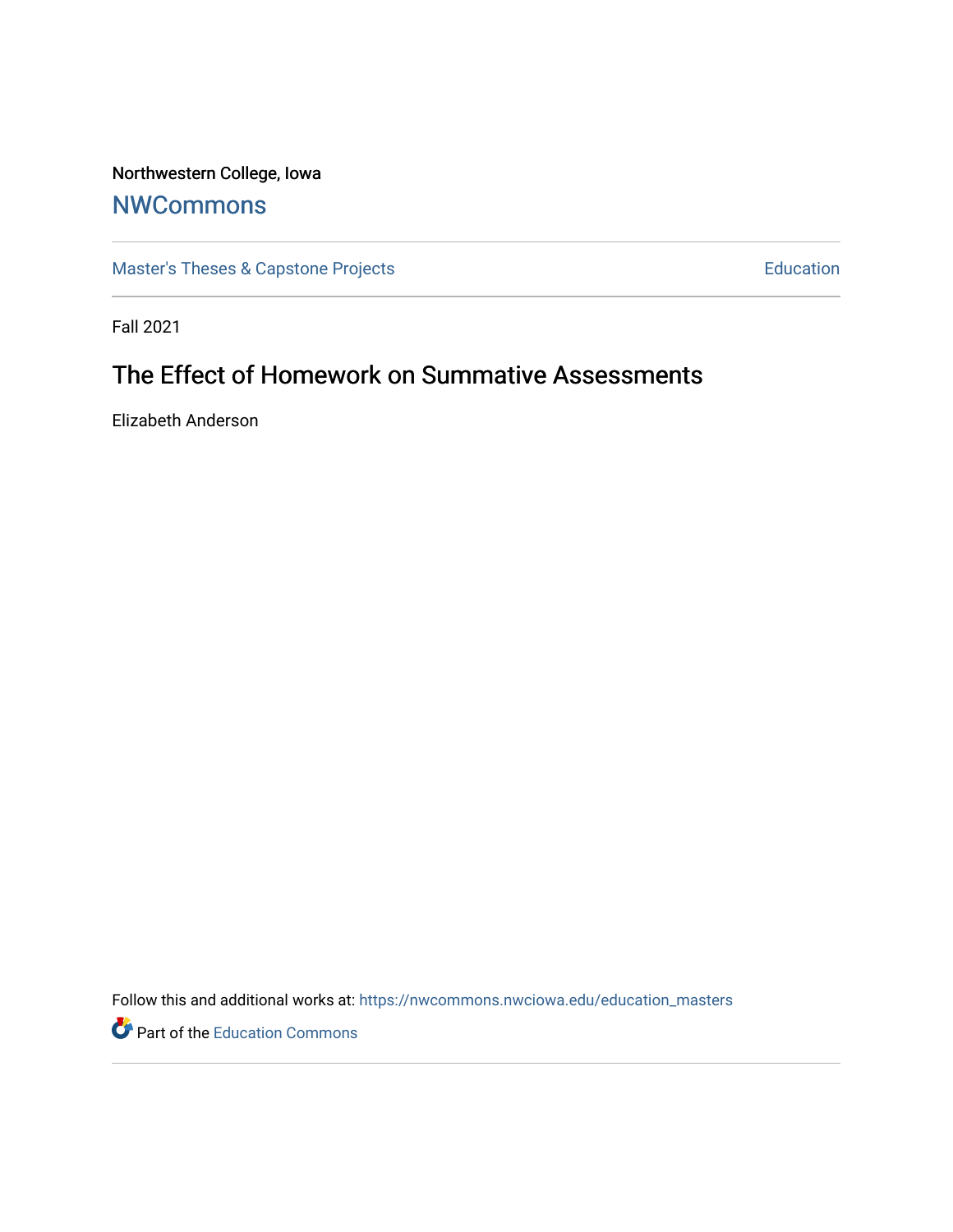Northwestern College, Iowa

NWCommons

Master's Theses & Capstone Projects

Education

Fall 2021

# The Effect of Homework on Summative Assessments

Elizabeth Anderson

Follow this and additional works at: https://nwcommons.nwciowa.edu/education_masters

Part of the Education Commons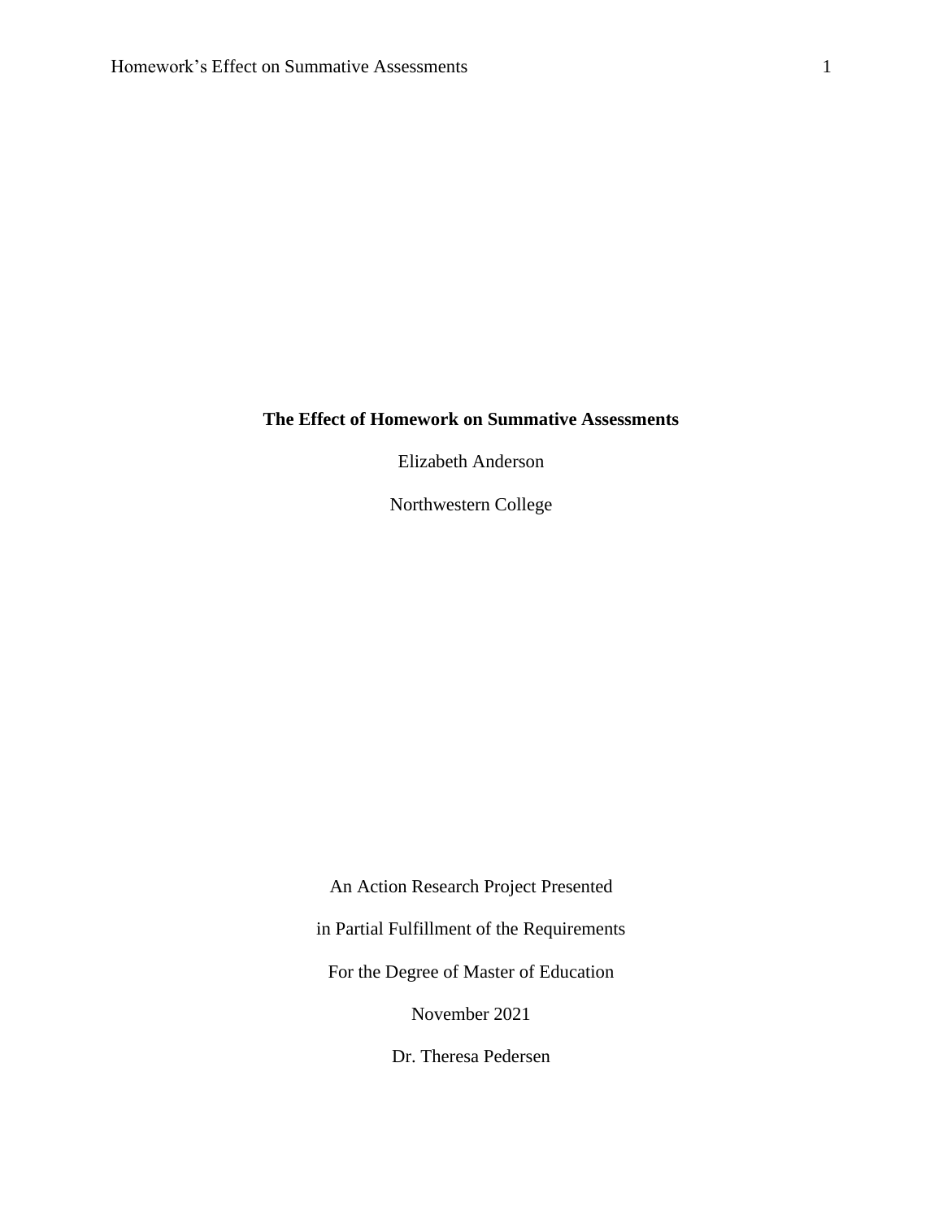**The Effect of Homework on Summative Assessments**

Elizabeth Anderson

Northwestern College

An Action Research Project Presented

in Partial Fulfillment of the Requirements

For the Degree of Master of Education

November 2021

Dr. Theresa Pedersen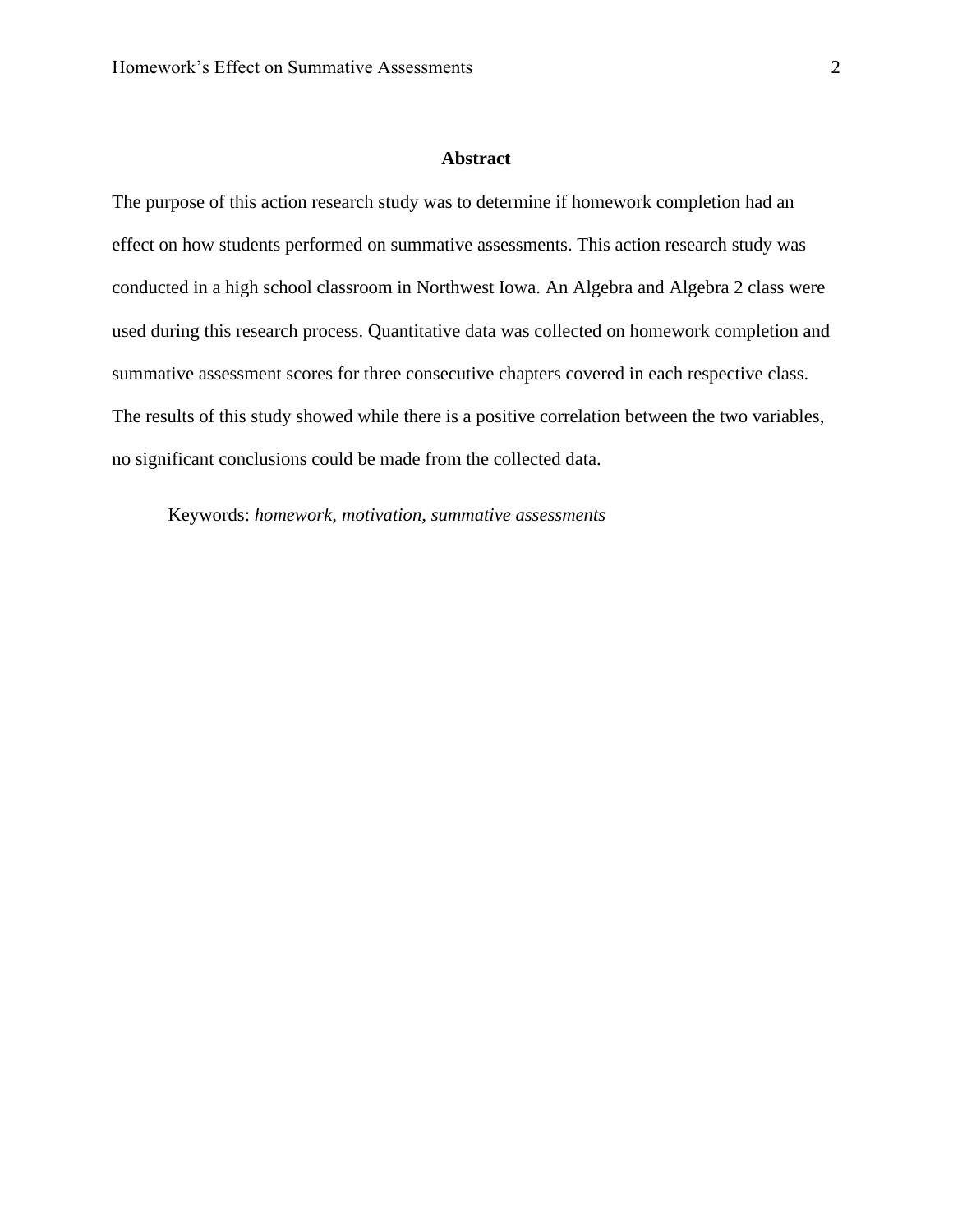## Abstract

The purpose of this action research study was to determine if homework completion had an effect on how students performed on summative assessments. This action research study was conducted in a high school classroom in Northwest Iowa. An Algebra and Algebra 2 class were used during this research process. Quantitative data was collected on homework completion and summative assessment scores for three consecutive chapters covered in each respective class. The results of this study showed while there is a positive correlation between the two variables, no significant conclusions could be made from the collected data.

Keywords: *homework, motivation, summative assessments*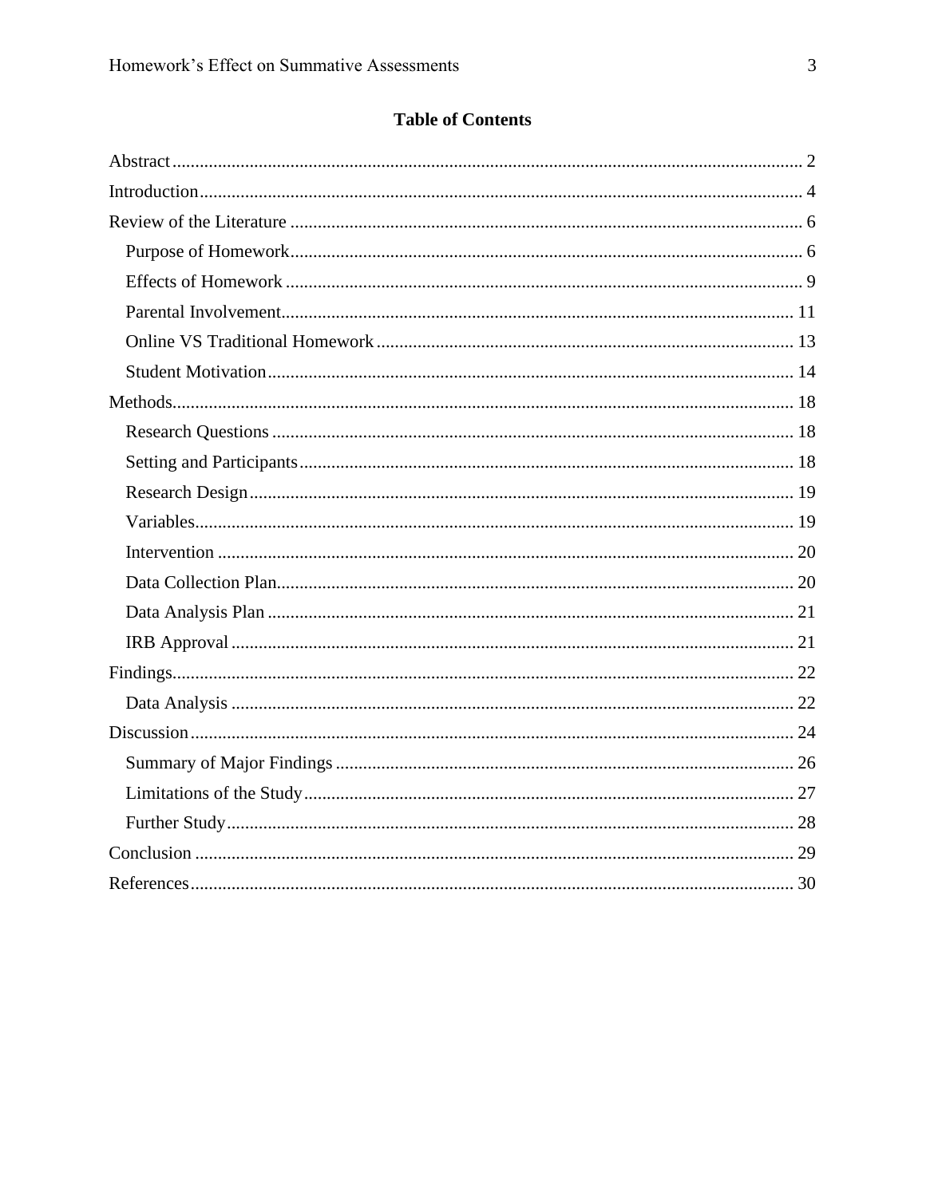## Table of Contents

Abstract ........................................................................................................................... 2
Introduction ...................................................................................................................... 4
Review of the Literature ................................................................................................... 6
  Purpose of Homework ................................................................................................... 6
  Effects of Homework ..................................................................................................... 9
  Parental Involvement .................................................................................................... 11
  Online VS Traditional Homework ................................................................................ 13
  Student Motivation ........................................................................................................ 14
Methods ............................................................................................................................ 18
  Research Questions ....................................................................................................... 18
  Setting and Participants ................................................................................................. 18
  Research Design ............................................................................................................ 19
  Variables ........................................................................................................................ 19
  Intervention ................................................................................................................... 20
  Data Collection Plan ...................................................................................................... 20
  Data Analysis Plan ......................................................................................................... 21
  IRB Approval ................................................................................................................ 21
Findings ............................................................................................................................ 22
  Data Analysis ................................................................................................................ 22
Discussion ........................................................................................................................ 24
  Summary of Major Findings ......................................................................................... 26
  Limitations of the Study ................................................................................................ 27
  Further Study ................................................................................................................. 28
Conclusion ........................................................................................................................ 29
References ........................................................................................................................ 30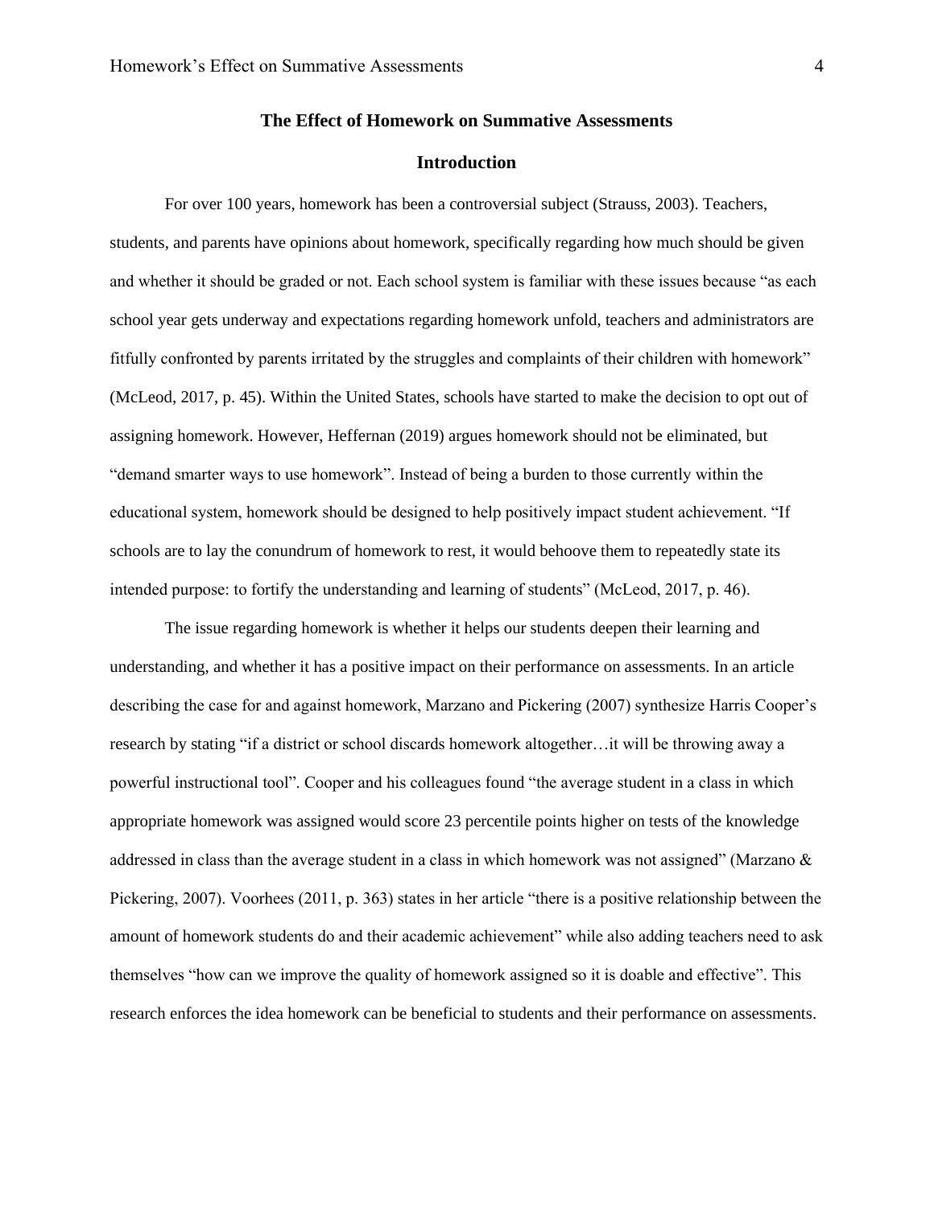# The Effect of Homework on Summative Assessments

## Introduction

For over 100 years, homework has been a controversial subject (Strauss, 2003). Teachers, students, and parents have opinions about homework, specifically regarding how much should be given and whether it should be graded or not. Each school system is familiar with these issues because "as each school year gets underway and expectations regarding homework unfold, teachers and administrators are fitfully confronted by parents irritated by the struggles and complaints of their children with homework" (McLeod, 2017, p. 45). Within the United States, schools have started to make the decision to opt out of assigning homework. However, Heffernan (2019) argues homework should not be eliminated, but "demand smarter ways to use homework". Instead of being a burden to those currently within the educational system, homework should be designed to help positively impact student achievement. "If schools are to lay the conundrum of homework to rest, it would behoove them to repeatedly state its intended purpose: to fortify the understanding and learning of students" (McLeod, 2017, p. 46).

The issue regarding homework is whether it helps our students deepen their learning and understanding, and whether it has a positive impact on their performance on assessments. In an article describing the case for and against homework, Marzano and Pickering (2007) synthesize Harris Cooper's research by stating "if a district or school discards homework altogether…it will be throwing away a powerful instructional tool". Cooper and his colleagues found "the average student in a class in which appropriate homework was assigned would score 23 percentile points higher on tests of the knowledge addressed in class than the average student in a class in which homework was not assigned" (Marzano & Pickering, 2007). Voorhees (2011, p. 363) states in her article "there is a positive relationship between the amount of homework students do and their academic achievement" while also adding teachers need to ask themselves "how can we improve the quality of homework assigned so it is doable and effective". This research enforces the idea homework can be beneficial to students and their performance on assessments.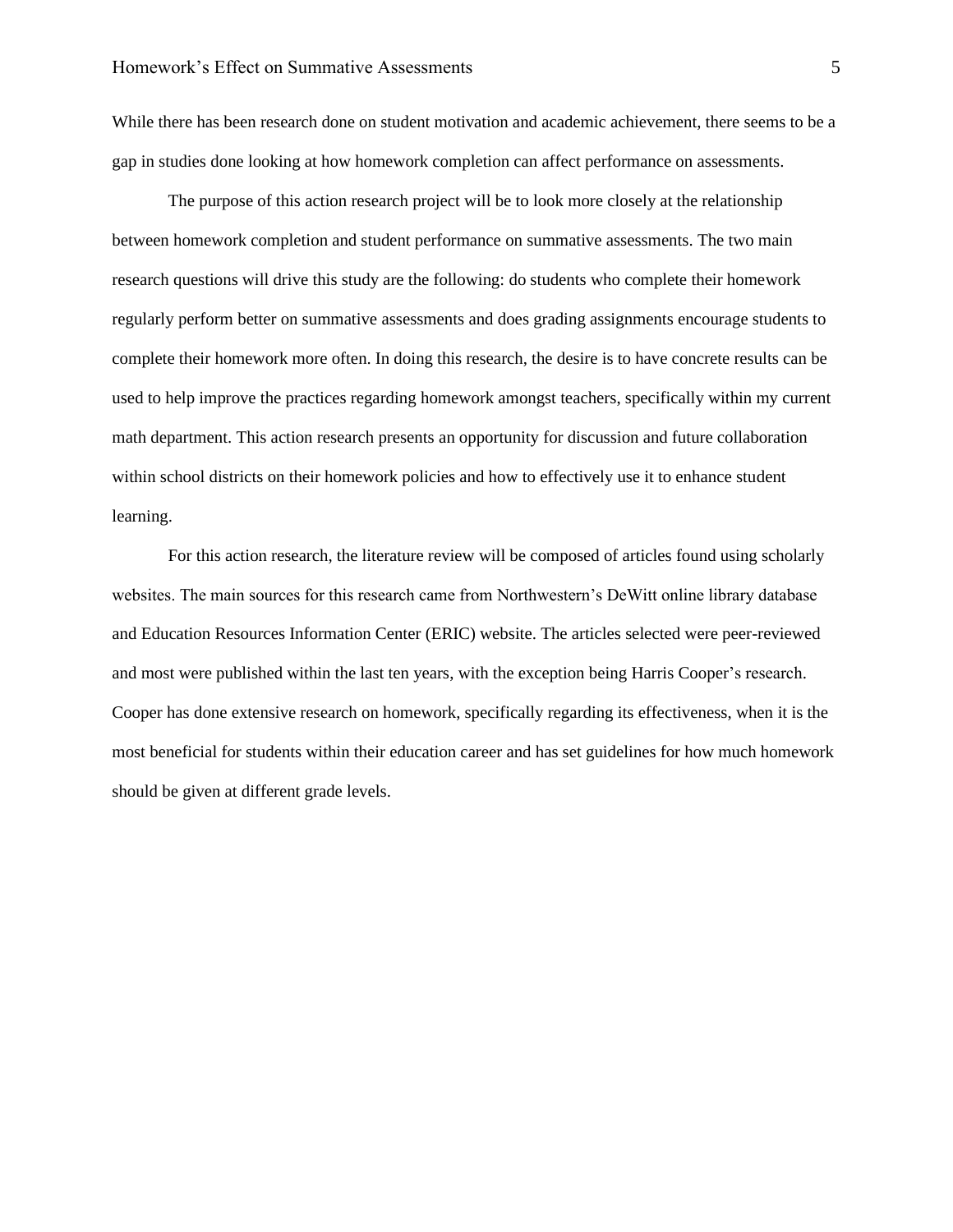While there has been research done on student motivation and academic achievement, there seems to be a gap in studies done looking at how homework completion can affect performance on assessments.

The purpose of this action research project will be to look more closely at the relationship between homework completion and student performance on summative assessments. The two main research questions will drive this study are the following: do students who complete their homework regularly perform better on summative assessments and does grading assignments encourage students to complete their homework more often. In doing this research, the desire is to have concrete results can be used to help improve the practices regarding homework amongst teachers, specifically within my current math department. This action research presents an opportunity for discussion and future collaboration within school districts on their homework policies and how to effectively use it to enhance student learning.

For this action research, the literature review will be composed of articles found using scholarly websites. The main sources for this research came from Northwestern's DeWitt online library database and Education Resources Information Center (ERIC) website. The articles selected were peer-reviewed and most were published within the last ten years, with the exception being Harris Cooper's research. Cooper has done extensive research on homework, specifically regarding its effectiveness, when it is the most beneficial for students within their education career and has set guidelines for how much homework should be given at different grade levels.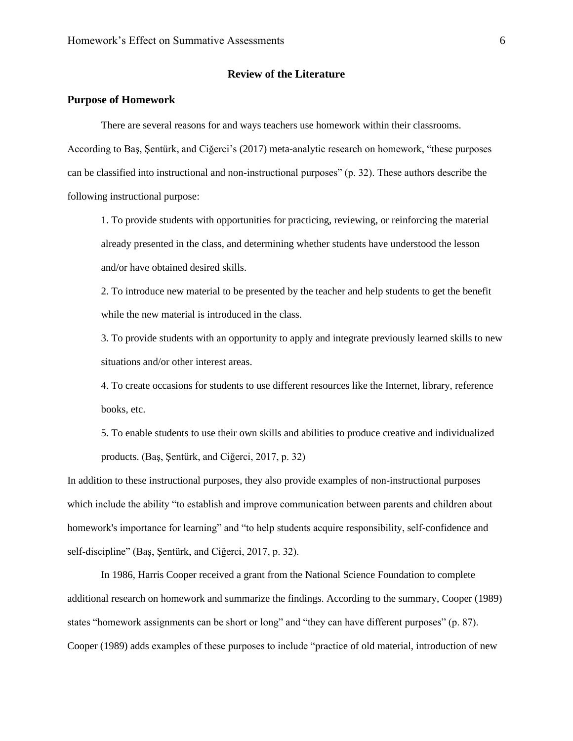# Review of the Literature

## Purpose of Homework

There are several reasons for and ways teachers use homework within their classrooms. According to Baş, Şentürk, and Ciğerci's (2017) meta-analytic research on homework, "these purposes can be classified into instructional and non-instructional purposes" (p. 32). These authors describe the following instructional purpose:

> 1. To provide students with opportunities for practicing, reviewing, or reinforcing the material already presented in the class, and determining whether students have understood the lesson and/or have obtained desired skills.
>
> 2. To introduce new material to be presented by the teacher and help students to get the benefit while the new material is introduced in the class.
>
> 3. To provide students with an opportunity to apply and integrate previously learned skills to new situations and/or other interest areas.
>
> 4. To create occasions for students to use different resources like the Internet, library, reference books, etc.
>
> 5. To enable students to use their own skills and abilities to produce creative and individualized products. (Baş, Şentürk, and Ciğerci, 2017, p. 32)

In addition to these instructional purposes, they also provide examples of non-instructional purposes which include the ability "to establish and improve communication between parents and children about homework's importance for learning" and "to help students acquire responsibility, self-confidence and self-discipline" (Baş, Şentürk, and Ciğerci, 2017, p. 32).

In 1986, Harris Cooper received a grant from the National Science Foundation to complete additional research on homework and summarize the findings. According to the summary, Cooper (1989) states "homework assignments can be short or long" and "they can have different purposes" (p. 87). Cooper (1989) adds examples of these purposes to include "practice of old material, introduction of new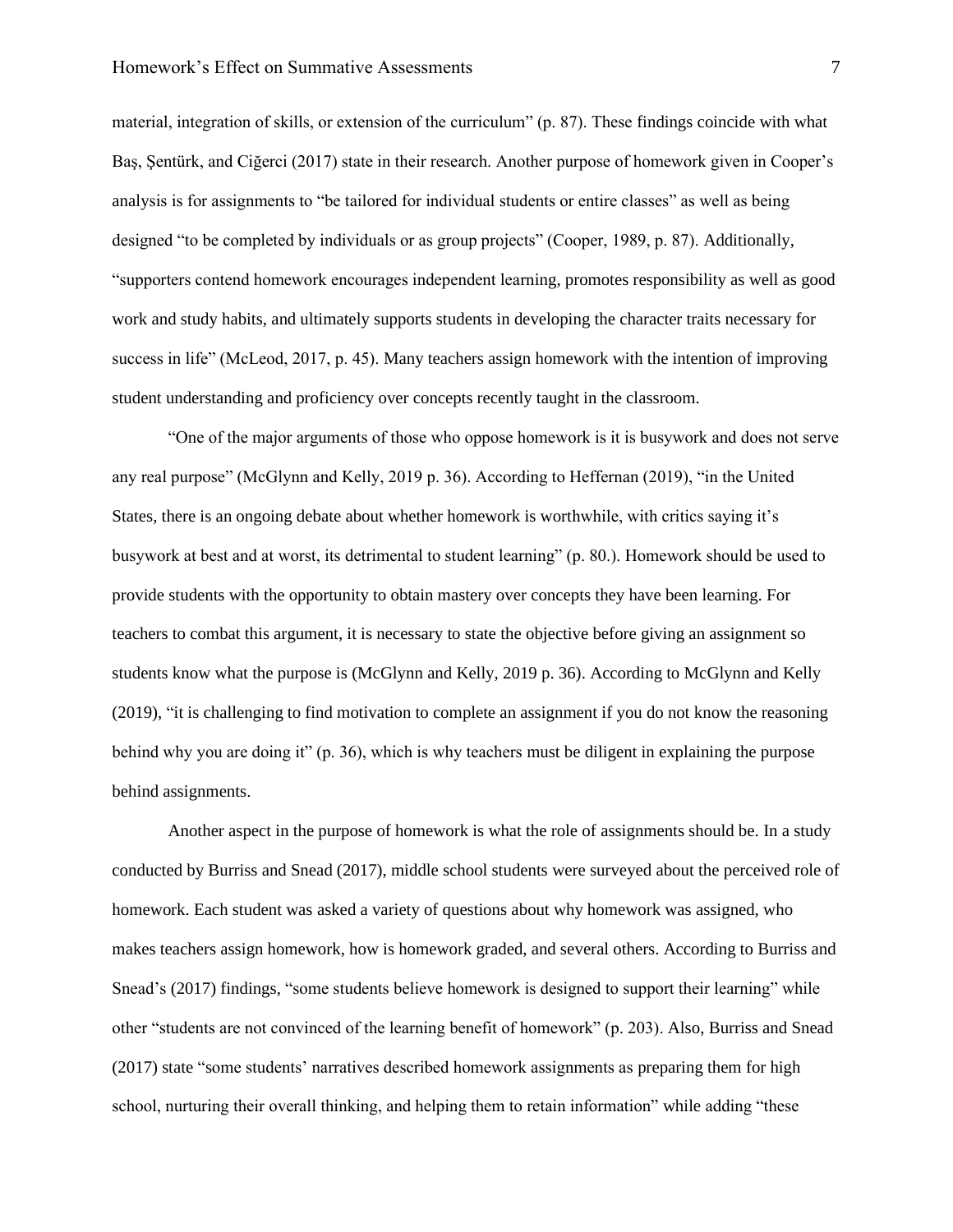material, integration of skills, or extension of the curriculum" (p. 87). These findings coincide with what Baş, Şentürk, and Ciğerci (2017) state in their research. Another purpose of homework given in Cooper's analysis is for assignments to "be tailored for individual students or entire classes" as well as being designed "to be completed by individuals or as group projects" (Cooper, 1989, p. 87). Additionally, "supporters contend homework encourages independent learning, promotes responsibility as well as good work and study habits, and ultimately supports students in developing the character traits necessary for success in life" (McLeod, 2017, p. 45). Many teachers assign homework with the intention of improving student understanding and proficiency over concepts recently taught in the classroom.

"One of the major arguments of those who oppose homework is it is busywork and does not serve any real purpose" (McGlynn and Kelly, 2019 p. 36). According to Heffernan (2019), "in the United States, there is an ongoing debate about whether homework is worthwhile, with critics saying it's busywork at best and at worst, its detrimental to student learning" (p. 80.). Homework should be used to provide students with the opportunity to obtain mastery over concepts they have been learning. For teachers to combat this argument, it is necessary to state the objective before giving an assignment so students know what the purpose is (McGlynn and Kelly, 2019 p. 36). According to McGlynn and Kelly (2019), "it is challenging to find motivation to complete an assignment if you do not know the reasoning behind why you are doing it" (p. 36), which is why teachers must be diligent in explaining the purpose behind assignments.

Another aspect in the purpose of homework is what the role of assignments should be. In a study conducted by Burriss and Snead (2017), middle school students were surveyed about the perceived role of homework. Each student was asked a variety of questions about why homework was assigned, who makes teachers assign homework, how is homework graded, and several others. According to Burriss and Snead's (2017) findings, "some students believe homework is designed to support their learning" while other "students are not convinced of the learning benefit of homework" (p. 203). Also, Burriss and Snead (2017) state "some students' narratives described homework assignments as preparing them for high school, nurturing their overall thinking, and helping them to retain information" while adding "these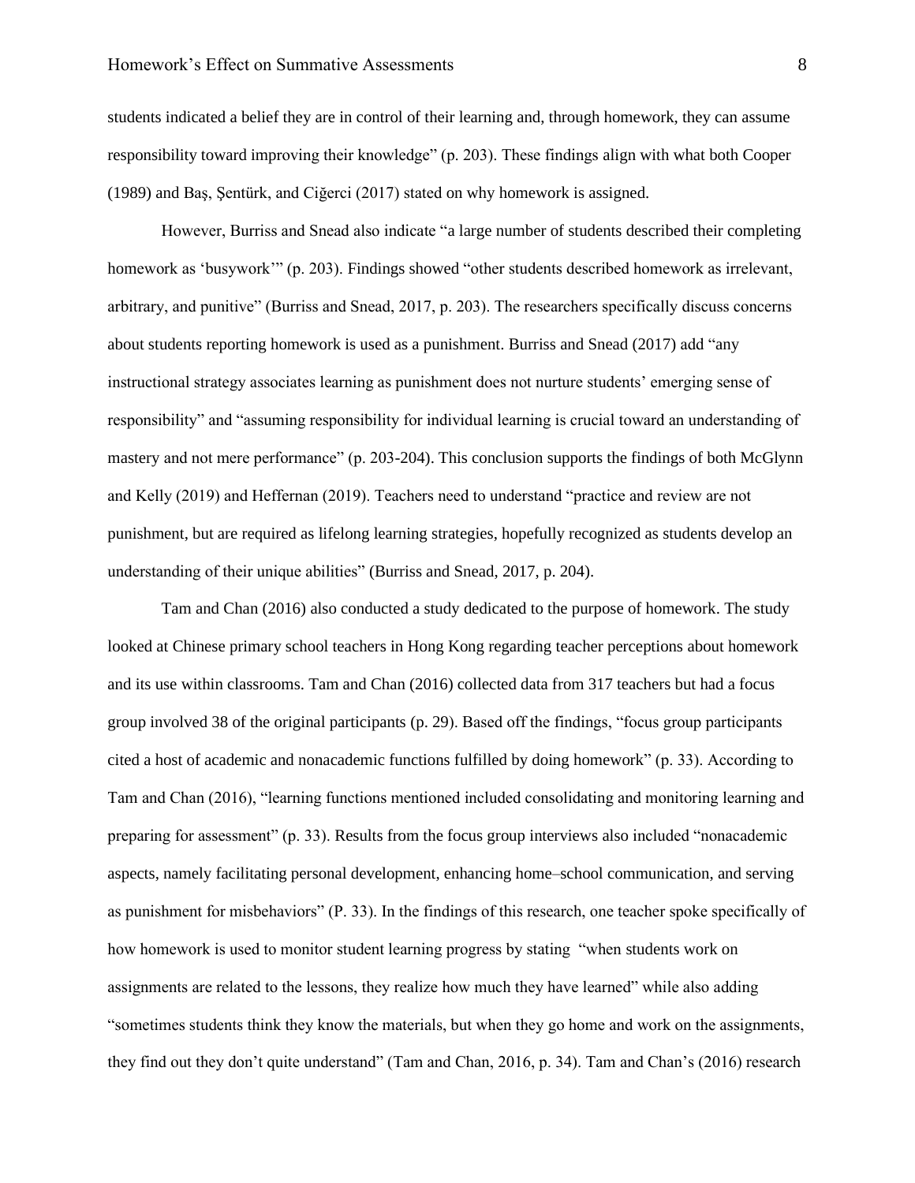students indicated a belief they are in control of their learning and, through homework, they can assume responsibility toward improving their knowledge" (p. 203). These findings align with what both Cooper (1989) and Baş, Şentürk, and Ciğerci (2017) stated on why homework is assigned.

However, Burriss and Snead also indicate "a large number of students described their completing homework as 'busywork'" (p. 203). Findings showed "other students described homework as irrelevant, arbitrary, and punitive" (Burriss and Snead, 2017, p. 203). The researchers specifically discuss concerns about students reporting homework is used as a punishment. Burriss and Snead (2017) add "any instructional strategy associates learning as punishment does not nurture students' emerging sense of responsibility" and "assuming responsibility for individual learning is crucial toward an understanding of mastery and not mere performance" (p. 203-204). This conclusion supports the findings of both McGlynn and Kelly (2019) and Heffernan (2019). Teachers need to understand "practice and review are not punishment, but are required as lifelong learning strategies, hopefully recognized as students develop an understanding of their unique abilities" (Burriss and Snead, 2017, p. 204).

Tam and Chan (2016) also conducted a study dedicated to the purpose of homework. The study looked at Chinese primary school teachers in Hong Kong regarding teacher perceptions about homework and its use within classrooms. Tam and Chan (2016) collected data from 317 teachers but had a focus group involved 38 of the original participants (p. 29). Based off the findings, "focus group participants cited a host of academic and nonacademic functions fulfilled by doing homework" (p. 33). According to Tam and Chan (2016), "learning functions mentioned included consolidating and monitoring learning and preparing for assessment" (p. 33). Results from the focus group interviews also included "nonacademic aspects, namely facilitating personal development, enhancing home–school communication, and serving as punishment for misbehaviors" (P. 33). In the findings of this research, one teacher spoke specifically of how homework is used to monitor student learning progress by stating "when students work on assignments are related to the lessons, they realize how much they have learned" while also adding "sometimes students think they know the materials, but when they go home and work on the assignments, they find out they don't quite understand" (Tam and Chan, 2016, p. 34). Tam and Chan's (2016) research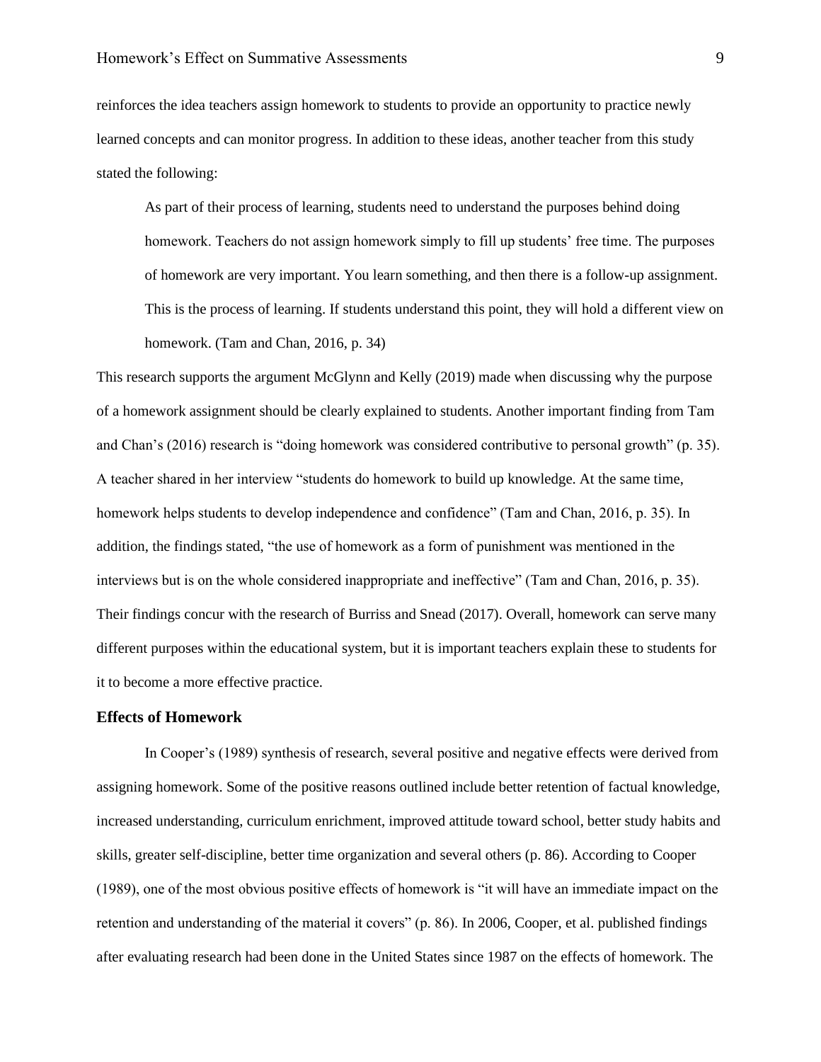reinforces the idea teachers assign homework to students to provide an opportunity to practice newly learned concepts and can monitor progress. In addition to these ideas, another teacher from this study stated the following:

> As part of their process of learning, students need to understand the purposes behind doing homework. Teachers do not assign homework simply to fill up students' free time. The purposes of homework are very important. You learn something, and then there is a follow-up assignment. This is the process of learning. If students understand this point, they will hold a different view on homework. (Tam and Chan, 2016, p. 34)

This research supports the argument McGlynn and Kelly (2019) made when discussing why the purpose of a homework assignment should be clearly explained to students. Another important finding from Tam and Chan's (2016) research is "doing homework was considered contributive to personal growth" (p. 35). A teacher shared in her interview "students do homework to build up knowledge. At the same time, homework helps students to develop independence and confidence" (Tam and Chan, 2016, p. 35). In addition, the findings stated, "the use of homework as a form of punishment was mentioned in the interviews but is on the whole considered inappropriate and ineffective" (Tam and Chan, 2016, p. 35). Their findings concur with the research of Burriss and Snead (2017). Overall, homework can serve many different purposes within the educational system, but it is important teachers explain these to students for it to become a more effective practice.

## Effects of Homework

In Cooper's (1989) synthesis of research, several positive and negative effects were derived from assigning homework. Some of the positive reasons outlined include better retention of factual knowledge, increased understanding, curriculum enrichment, improved attitude toward school, better study habits and skills, greater self-discipline, better time organization and several others (p. 86). According to Cooper (1989), one of the most obvious positive effects of homework is "it will have an immediate impact on the retention and understanding of the material it covers" (p. 86). In 2006, Cooper, et al. published findings after evaluating research had been done in the United States since 1987 on the effects of homework. The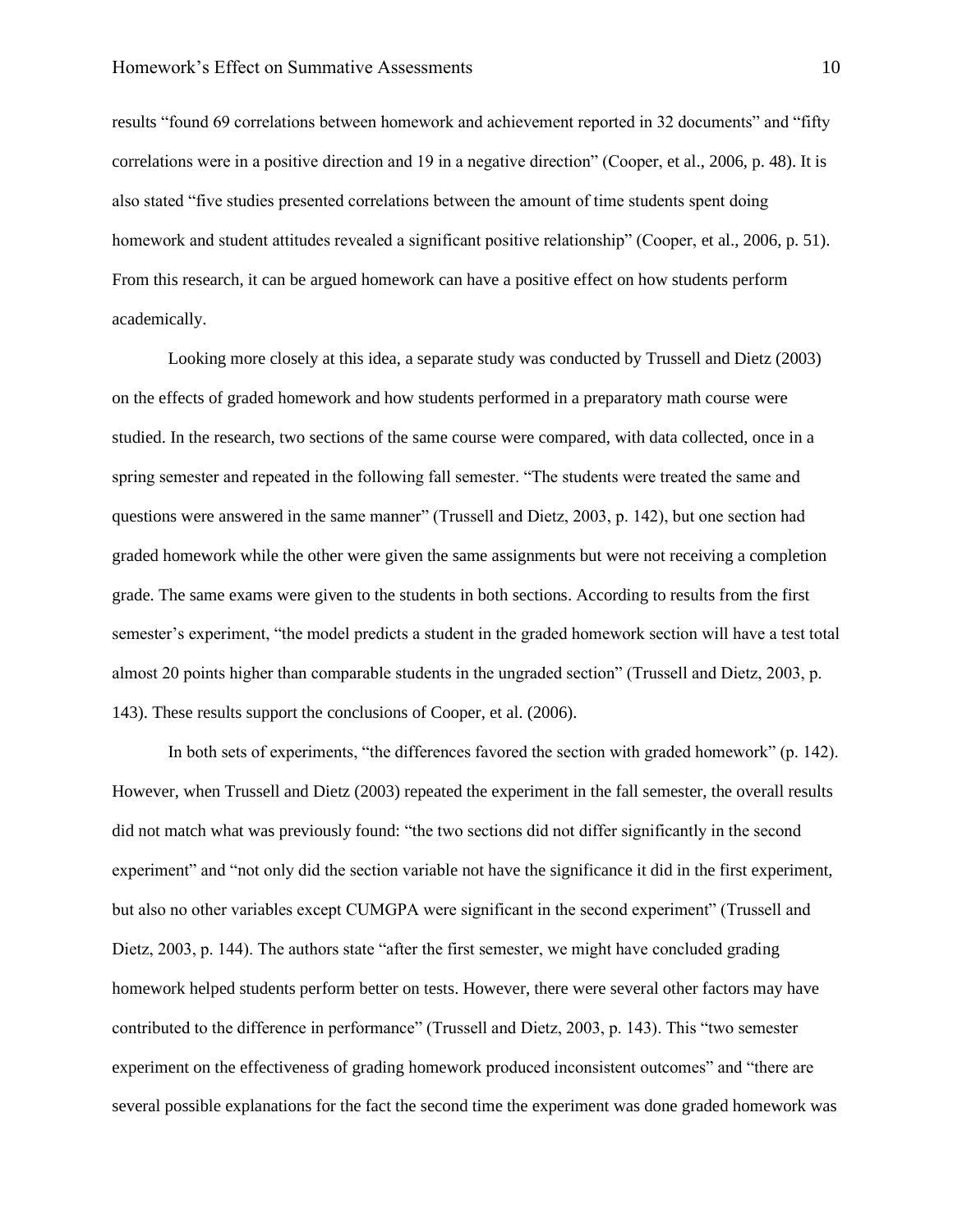results “found 69 correlations between homework and achievement reported in 32 documents” and “fifty correlations were in a positive direction and 19 in a negative direction” (Cooper, et al., 2006, p. 48). It is also stated “five studies presented correlations between the amount of time students spent doing homework and student attitudes revealed a significant positive relationship” (Cooper, et al., 2006, p. 51). From this research, it can be argued homework can have a positive effect on how students perform academically.

Looking more closely at this idea, a separate study was conducted by Trussell and Dietz (2003) on the effects of graded homework and how students performed in a preparatory math course were studied. In the research, two sections of the same course were compared, with data collected, once in a spring semester and repeated in the following fall semester. “The students were treated the same and questions were answered in the same manner” (Trussell and Dietz, 2003, p. 142), but one section had graded homework while the other were given the same assignments but were not receiving a completion grade. The same exams were given to the students in both sections. According to results from the first semester’s experiment, “the model predicts a student in the graded homework section will have a test total almost 20 points higher than comparable students in the ungraded section” (Trussell and Dietz, 2003, p. 143). These results support the conclusions of Cooper, et al. (2006).

In both sets of experiments, “the differences favored the section with graded homework” (p. 142). However, when Trussell and Dietz (2003) repeated the experiment in the fall semester, the overall results did not match what was previously found: “the two sections did not differ significantly in the second experiment” and “not only did the section variable not have the significance it did in the first experiment, but also no other variables except CUMGPA were significant in the second experiment” (Trussell and Dietz, 2003, p. 144). The authors state “after the first semester, we might have concluded grading homework helped students perform better on tests. However, there were several other factors may have contributed to the difference in performance” (Trussell and Dietz, 2003, p. 143). This “two semester experiment on the effectiveness of grading homework produced inconsistent outcomes” and “there are several possible explanations for the fact the second time the experiment was done graded homework was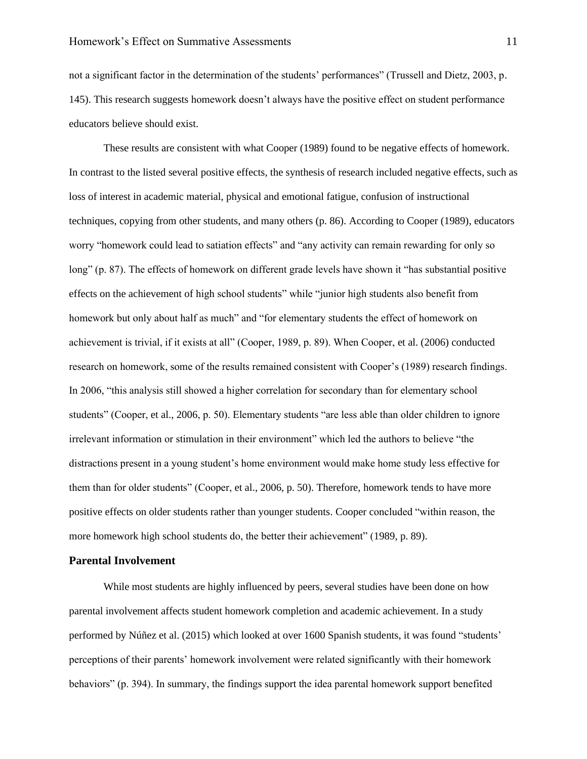not a significant factor in the determination of the students' performances" (Trussell and Dietz, 2003, p. 145). This research suggests homework doesn't always have the positive effect on student performance educators believe should exist.

These results are consistent with what Cooper (1989) found to be negative effects of homework. In contrast to the listed several positive effects, the synthesis of research included negative effects, such as loss of interest in academic material, physical and emotional fatigue, confusion of instructional techniques, copying from other students, and many others (p. 86). According to Cooper (1989), educators worry "homework could lead to satiation effects" and "any activity can remain rewarding for only so long" (p. 87). The effects of homework on different grade levels have shown it "has substantial positive effects on the achievement of high school students" while "junior high students also benefit from homework but only about half as much" and "for elementary students the effect of homework on achievement is trivial, if it exists at all" (Cooper, 1989, p. 89). When Cooper, et al. (2006) conducted research on homework, some of the results remained consistent with Cooper's (1989) research findings. In 2006, "this analysis still showed a higher correlation for secondary than for elementary school students" (Cooper, et al., 2006, p. 50). Elementary students "are less able than older children to ignore irrelevant information or stimulation in their environment" which led the authors to believe "the distractions present in a young student's home environment would make home study less effective for them than for older students" (Cooper, et al., 2006, p. 50). Therefore, homework tends to have more positive effects on older students rather than younger students. Cooper concluded "within reason, the more homework high school students do, the better their achievement" (1989, p. 89).

## Parental Involvement

While most students are highly influenced by peers, several studies have been done on how parental involvement affects student homework completion and academic achievement. In a study performed by Núñez et al. (2015) which looked at over 1600 Spanish students, it was found "students' perceptions of their parents' homework involvement were related significantly with their homework behaviors" (p. 394). In summary, the findings support the idea parental homework support benefited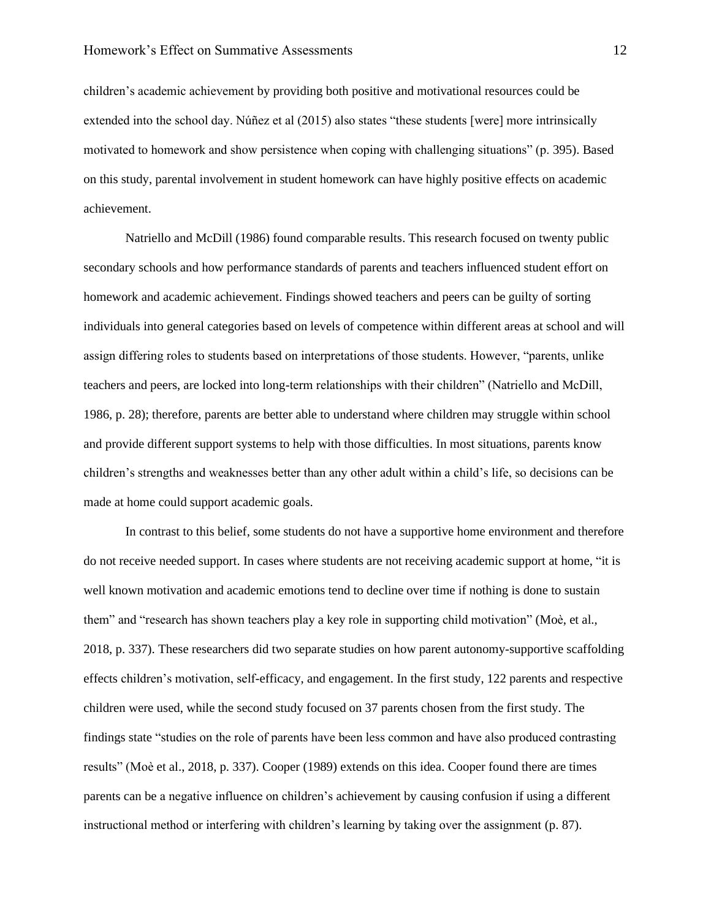children's academic achievement by providing both positive and motivational resources could be extended into the school day. Núñez et al (2015) also states "these students [were] more intrinsically motivated to homework and show persistence when coping with challenging situations" (p. 395). Based on this study, parental involvement in student homework can have highly positive effects on academic achievement.

Natriello and McDill (1986) found comparable results. This research focused on twenty public secondary schools and how performance standards of parents and teachers influenced student effort on homework and academic achievement. Findings showed teachers and peers can be guilty of sorting individuals into general categories based on levels of competence within different areas at school and will assign differing roles to students based on interpretations of those students. However, "parents, unlike teachers and peers, are locked into long-term relationships with their children" (Natriello and McDill, 1986, p. 28); therefore, parents are better able to understand where children may struggle within school and provide different support systems to help with those difficulties. In most situations, parents know children's strengths and weaknesses better than any other adult within a child's life, so decisions can be made at home could support academic goals.

In contrast to this belief, some students do not have a supportive home environment and therefore do not receive needed support. In cases where students are not receiving academic support at home, "it is well known motivation and academic emotions tend to decline over time if nothing is done to sustain them" and "research has shown teachers play a key role in supporting child motivation" (Moè, et al., 2018, p. 337). These researchers did two separate studies on how parent autonomy-supportive scaffolding effects children's motivation, self-efficacy, and engagement. In the first study, 122 parents and respective children were used, while the second study focused on 37 parents chosen from the first study. The findings state "studies on the role of parents have been less common and have also produced contrasting results" (Moè et al., 2018, p. 337). Cooper (1989) extends on this idea. Cooper found there are times parents can be a negative influence on children's achievement by causing confusion if using a different instructional method or interfering with children's learning by taking over the assignment (p. 87).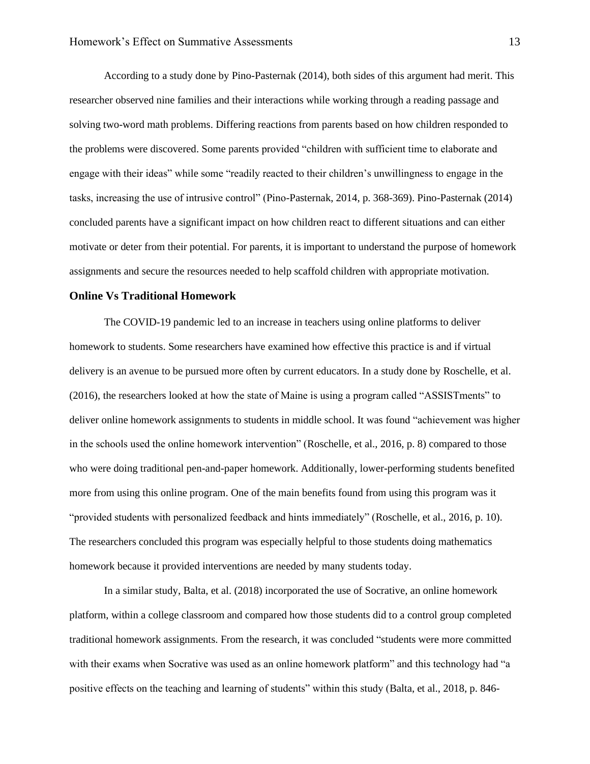According to a study done by Pino-Pasternak (2014), both sides of this argument had merit. This researcher observed nine families and their interactions while working through a reading passage and solving two-word math problems. Differing reactions from parents based on how children responded to the problems were discovered. Some parents provided "children with sufficient time to elaborate and engage with their ideas" while some "readily reacted to their children's unwillingness to engage in the tasks, increasing the use of intrusive control" (Pino-Pasternak, 2014, p. 368-369). Pino-Pasternak (2014) concluded parents have a significant impact on how children react to different situations and can either motivate or deter from their potential. For parents, it is important to understand the purpose of homework assignments and secure the resources needed to help scaffold children with appropriate motivation.

## Online Vs Traditional Homework

The COVID-19 pandemic led to an increase in teachers using online platforms to deliver homework to students. Some researchers have examined how effective this practice is and if virtual delivery is an avenue to be pursued more often by current educators. In a study done by Roschelle, et al. (2016), the researchers looked at how the state of Maine is using a program called "ASSISTments" to deliver online homework assignments to students in middle school. It was found "achievement was higher in the schools used the online homework intervention" (Roschelle, et al., 2016, p. 8) compared to those who were doing traditional pen-and-paper homework. Additionally, lower-performing students benefited more from using this online program. One of the main benefits found from using this program was it "provided students with personalized feedback and hints immediately" (Roschelle, et al., 2016, p. 10). The researchers concluded this program was especially helpful to those students doing mathematics homework because it provided interventions are needed by many students today.

In a similar study, Balta, et al. (2018) incorporated the use of Socrative, an online homework platform, within a college classroom and compared how those students did to a control group completed traditional homework assignments. From the research, it was concluded "students were more committed with their exams when Socrative was used as an online homework platform" and this technology had "a positive effects on the teaching and learning of students" within this study (Balta, et al., 2018, p. 846-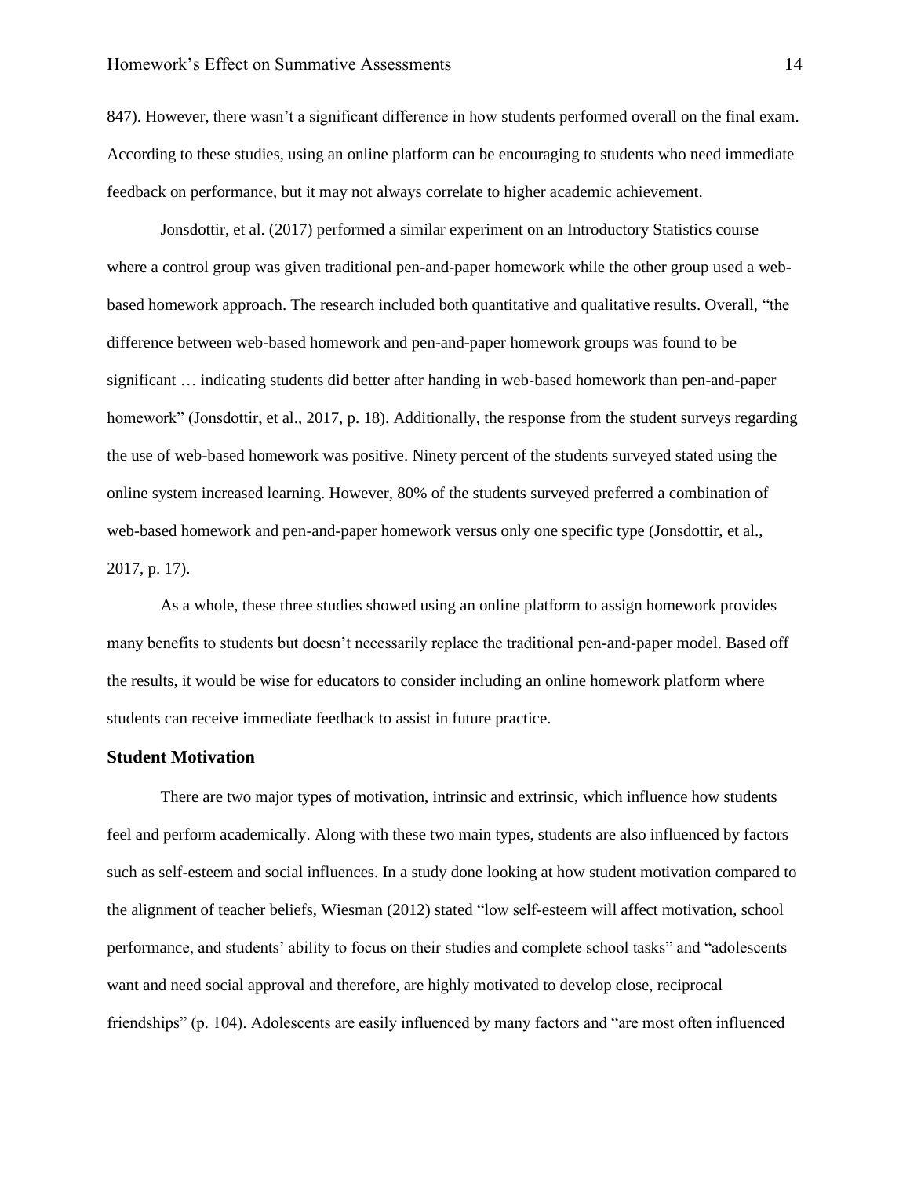847). However, there wasn't a significant difference in how students performed overall on the final exam. According to these studies, using an online platform can be encouraging to students who need immediate feedback on performance, but it may not always correlate to higher academic achievement.

Jonsdottir, et al. (2017) performed a similar experiment on an Introductory Statistics course where a control group was given traditional pen-and-paper homework while the other group used a web-based homework approach. The research included both quantitative and qualitative results. Overall, "the difference between web-based homework and pen-and-paper homework groups was found to be significant … indicating students did better after handing in web-based homework than pen-and-paper homework" (Jonsdottir, et al., 2017, p. 18). Additionally, the response from the student surveys regarding the use of web-based homework was positive. Ninety percent of the students surveyed stated using the online system increased learning. However, 80% of the students surveyed preferred a combination of web-based homework and pen-and-paper homework versus only one specific type (Jonsdottir, et al., 2017, p. 17).

As a whole, these three studies showed using an online platform to assign homework provides many benefits to students but doesn't necessarily replace the traditional pen-and-paper model. Based off the results, it would be wise for educators to consider including an online homework platform where students can receive immediate feedback to assist in future practice.

### Student Motivation

There are two major types of motivation, intrinsic and extrinsic, which influence how students feel and perform academically. Along with these two main types, students are also influenced by factors such as self-esteem and social influences. In a study done looking at how student motivation compared to the alignment of teacher beliefs, Wiesman (2012) stated "low self-esteem will affect motivation, school performance, and students' ability to focus on their studies and complete school tasks" and "adolescents want and need social approval and therefore, are highly motivated to develop close, reciprocal friendships" (p. 104). Adolescents are easily influenced by many factors and "are most often influenced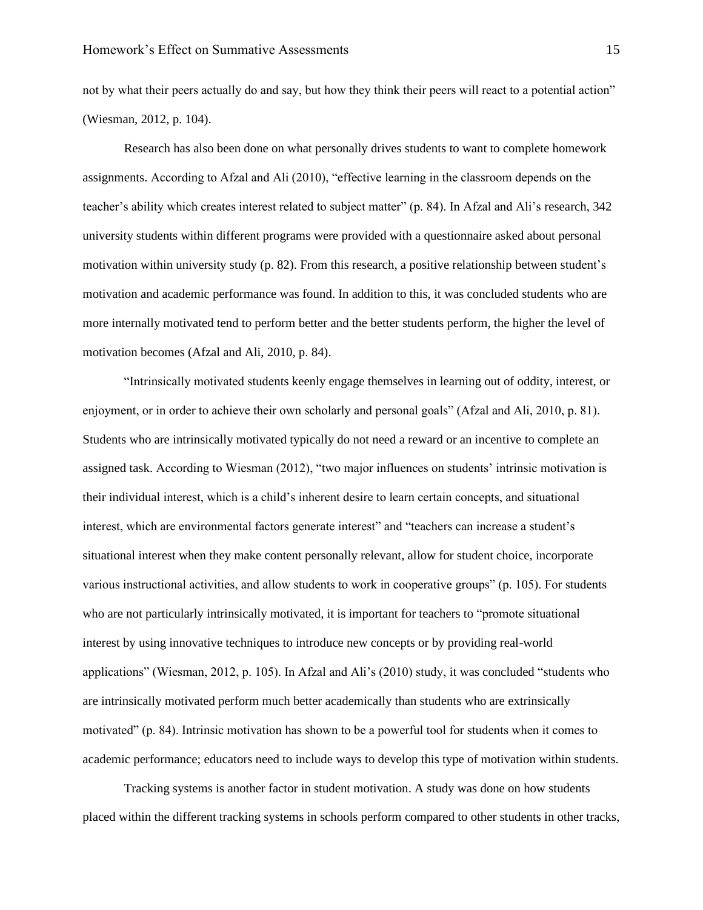not by what their peers actually do and say, but how they think their peers will react to a potential action" (Wiesman, 2012, p. 104).

Research has also been done on what personally drives students to want to complete homework assignments. According to Afzal and Ali (2010), "effective learning in the classroom depends on the teacher's ability which creates interest related to subject matter" (p. 84). In Afzal and Ali's research, 342 university students within different programs were provided with a questionnaire asked about personal motivation within university study (p. 82). From this research, a positive relationship between student's motivation and academic performance was found. In addition to this, it was concluded students who are more internally motivated tend to perform better and the better students perform, the higher the level of motivation becomes (Afzal and Ali, 2010, p. 84).

"Intrinsically motivated students keenly engage themselves in learning out of oddity, interest, or enjoyment, or in order to achieve their own scholarly and personal goals" (Afzal and Ali, 2010, p. 81). Students who are intrinsically motivated typically do not need a reward or an incentive to complete an assigned task. According to Wiesman (2012), "two major influences on students' intrinsic motivation is their individual interest, which is a child's inherent desire to learn certain concepts, and situational interest, which are environmental factors generate interest" and "teachers can increase a student's situational interest when they make content personally relevant, allow for student choice, incorporate various instructional activities, and allow students to work in cooperative groups" (p. 105). For students who are not particularly intrinsically motivated, it is important for teachers to "promote situational interest by using innovative techniques to introduce new concepts or by providing real-world applications" (Wiesman, 2012, p. 105). In Afzal and Ali's (2010) study, it was concluded "students who are intrinsically motivated perform much better academically than students who are extrinsically motivated" (p. 84). Intrinsic motivation has shown to be a powerful tool for students when it comes to academic performance; educators need to include ways to develop this type of motivation within students.

Tracking systems is another factor in student motivation. A study was done on how students placed within the different tracking systems in schools perform compared to other students in other tracks,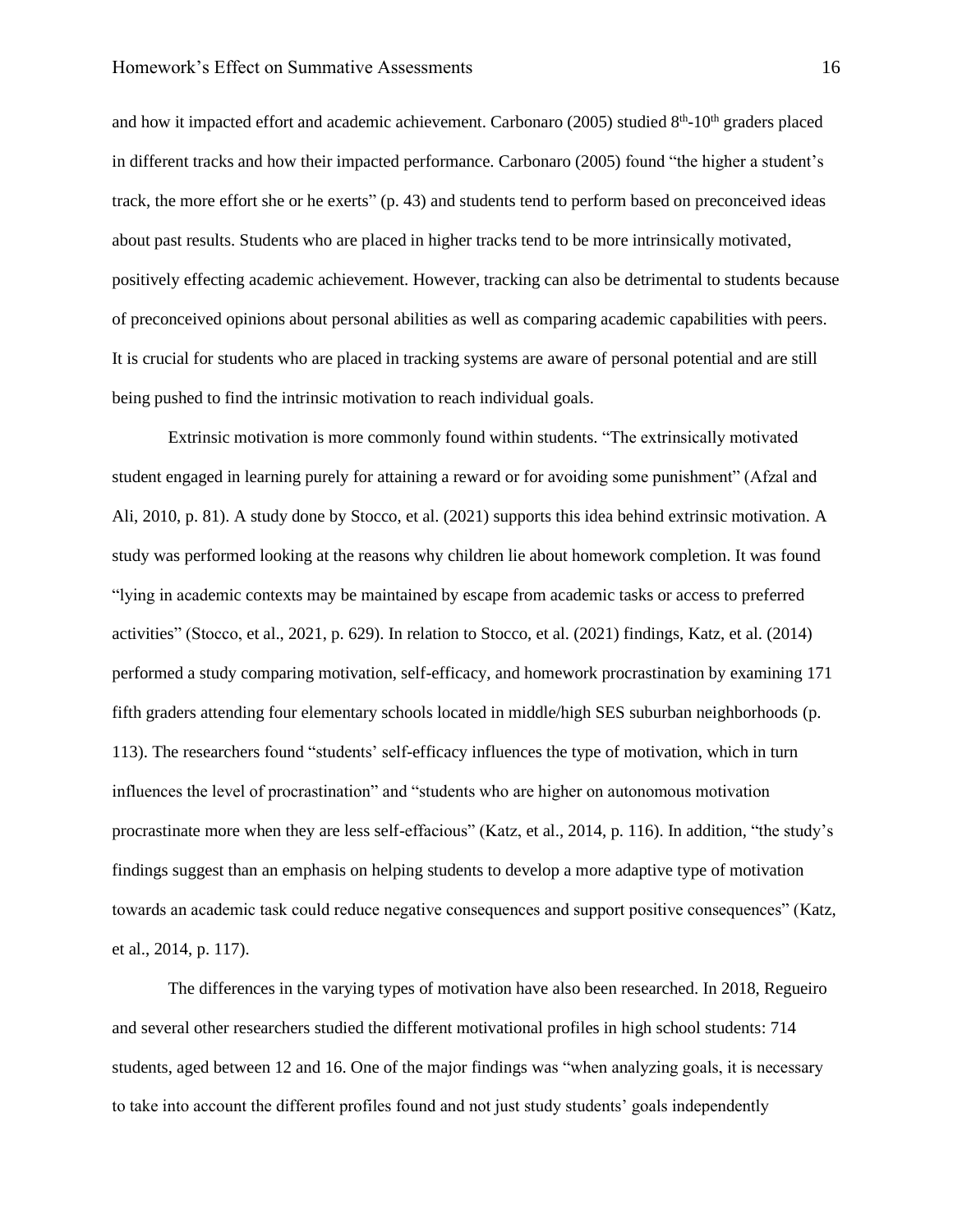and how it impacted effort and academic achievement. Carbonaro (2005) studied 8th-10th graders placed in different tracks and how their impacted performance. Carbonaro (2005) found "the higher a student's track, the more effort she or he exerts" (p. 43) and students tend to perform based on preconceived ideas about past results. Students who are placed in higher tracks tend to be more intrinsically motivated, positively effecting academic achievement. However, tracking can also be detrimental to students because of preconceived opinions about personal abilities as well as comparing academic capabilities with peers. It is crucial for students who are placed in tracking systems are aware of personal potential and are still being pushed to find the intrinsic motivation to reach individual goals.

Extrinsic motivation is more commonly found within students. "The extrinsically motivated student engaged in learning purely for attaining a reward or for avoiding some punishment" (Afzal and Ali, 2010, p. 81). A study done by Stocco, et al. (2021) supports this idea behind extrinsic motivation. A study was performed looking at the reasons why children lie about homework completion. It was found "lying in academic contexts may be maintained by escape from academic tasks or access to preferred activities" (Stocco, et al., 2021, p. 629). In relation to Stocco, et al. (2021) findings, Katz, et al. (2014) performed a study comparing motivation, self-efficacy, and homework procrastination by examining 171 fifth graders attending four elementary schools located in middle/high SES suburban neighborhoods (p. 113). The researchers found "students' self-efficacy influences the type of motivation, which in turn influences the level of procrastination" and "students who are higher on autonomous motivation procrastinate more when they are less self-effacious" (Katz, et al., 2014, p. 116). In addition, "the study's findings suggest than an emphasis on helping students to develop a more adaptive type of motivation towards an academic task could reduce negative consequences and support positive consequences" (Katz, et al., 2014, p. 117).

The differences in the varying types of motivation have also been researched. In 2018, Regueiro and several other researchers studied the different motivational profiles in high school students: 714 students, aged between 12 and 16. One of the major findings was "when analyzing goals, it is necessary to take into account the different profiles found and not just study students' goals independently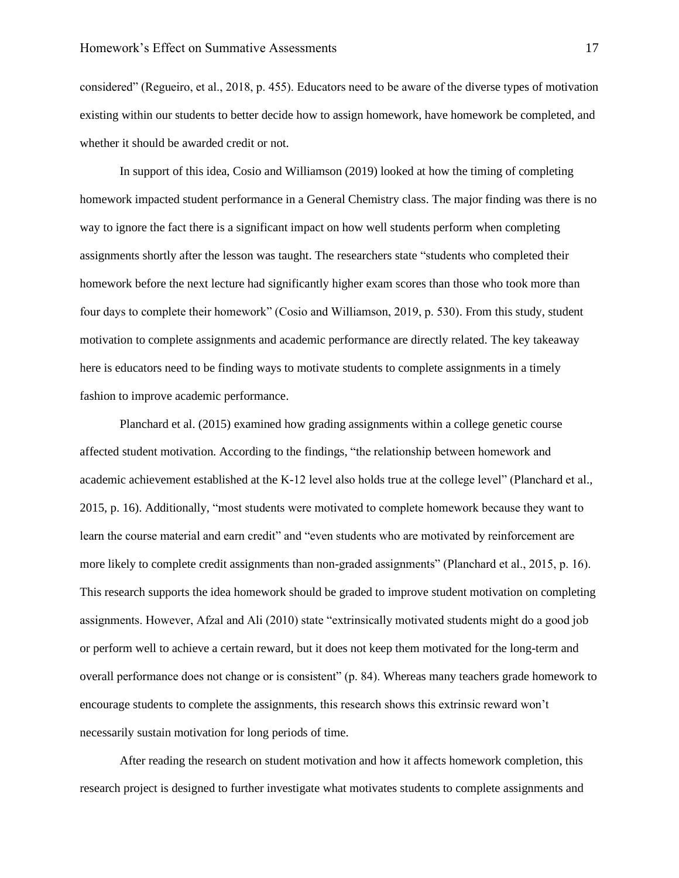considered" (Regueiro, et al., 2018, p. 455). Educators need to be aware of the diverse types of motivation existing within our students to better decide how to assign homework, have homework be completed, and whether it should be awarded credit or not.

In support of this idea, Cosio and Williamson (2019) looked at how the timing of completing homework impacted student performance in a General Chemistry class. The major finding was there is no way to ignore the fact there is a significant impact on how well students perform when completing assignments shortly after the lesson was taught. The researchers state "students who completed their homework before the next lecture had significantly higher exam scores than those who took more than four days to complete their homework" (Cosio and Williamson, 2019, p. 530). From this study, student motivation to complete assignments and academic performance are directly related. The key takeaway here is educators need to be finding ways to motivate students to complete assignments in a timely fashion to improve academic performance.

Planchard et al. (2015) examined how grading assignments within a college genetic course affected student motivation. According to the findings, "the relationship between homework and academic achievement established at the K-12 level also holds true at the college level" (Planchard et al., 2015, p. 16). Additionally, "most students were motivated to complete homework because they want to learn the course material and earn credit" and "even students who are motivated by reinforcement are more likely to complete credit assignments than non-graded assignments" (Planchard et al., 2015, p. 16). This research supports the idea homework should be graded to improve student motivation on completing assignments. However, Afzal and Ali (2010) state "extrinsically motivated students might do a good job or perform well to achieve a certain reward, but it does not keep them motivated for the long-term and overall performance does not change or is consistent" (p. 84). Whereas many teachers grade homework to encourage students to complete the assignments, this research shows this extrinsic reward won't necessarily sustain motivation for long periods of time.

After reading the research on student motivation and how it affects homework completion, this research project is designed to further investigate what motivates students to complete assignments and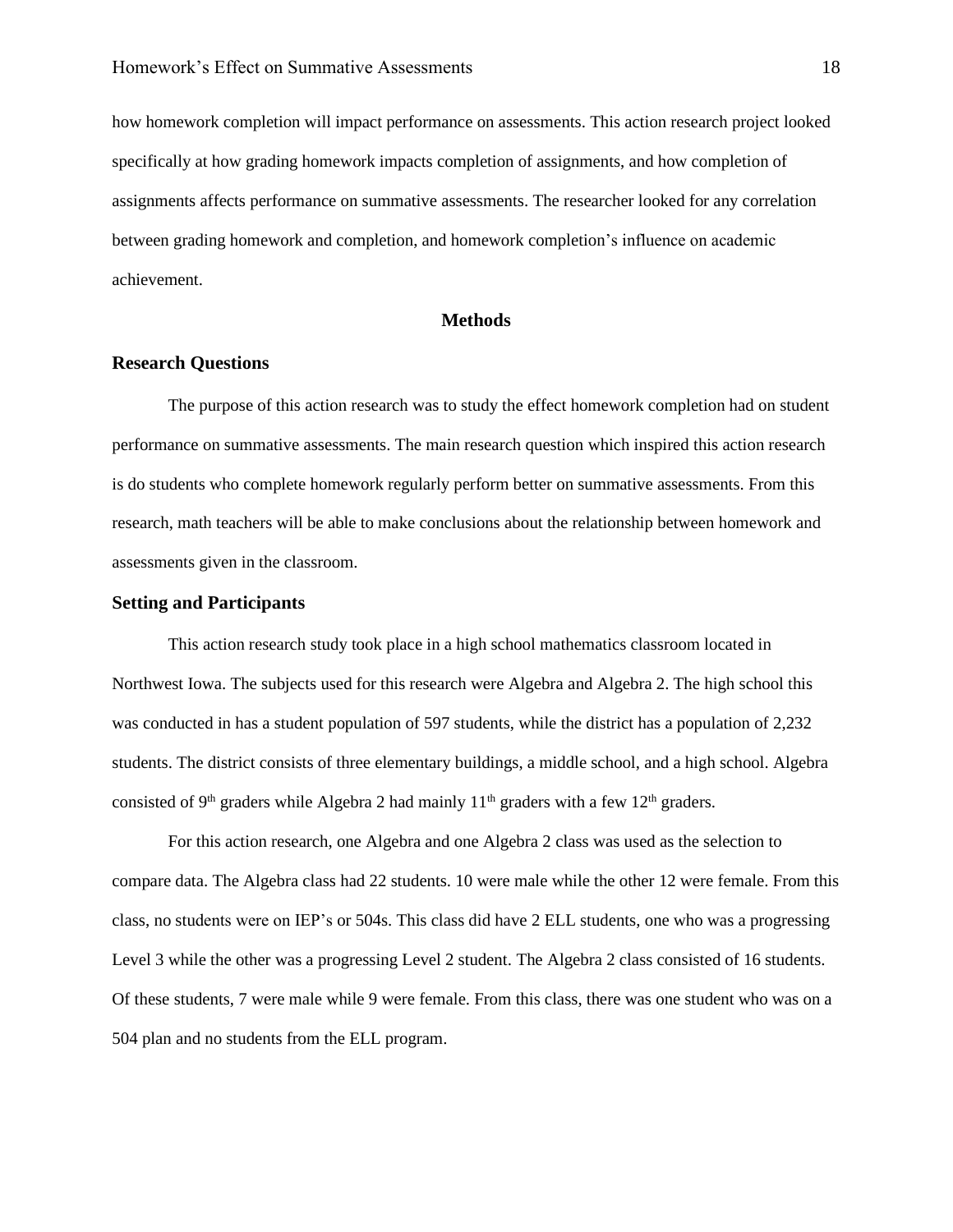how homework completion will impact performance on assessments. This action research project looked specifically at how grading homework impacts completion of assignments, and how completion of assignments affects performance on summative assessments. The researcher looked for any correlation between grading homework and completion, and homework completion's influence on academic achievement.

## Methods

### Research Questions

The purpose of this action research was to study the effect homework completion had on student performance on summative assessments. The main research question which inspired this action research is do students who complete homework regularly perform better on summative assessments. From this research, math teachers will be able to make conclusions about the relationship between homework and assessments given in the classroom.

### Setting and Participants

This action research study took place in a high school mathematics classroom located in Northwest Iowa. The subjects used for this research were Algebra and Algebra 2. The high school this was conducted in has a student population of 597 students, while the district has a population of 2,232 students. The district consists of three elementary buildings, a middle school, and a high school. Algebra consisted of 9th graders while Algebra 2 had mainly 11th graders with a few 12th graders.

For this action research, one Algebra and one Algebra 2 class was used as the selection to compare data. The Algebra class had 22 students. 10 were male while the other 12 were female. From this class, no students were on IEP's or 504s. This class did have 2 ELL students, one who was a progressing Level 3 while the other was a progressing Level 2 student. The Algebra 2 class consisted of 16 students. Of these students, 7 were male while 9 were female. From this class, there was one student who was on a 504 plan and no students from the ELL program.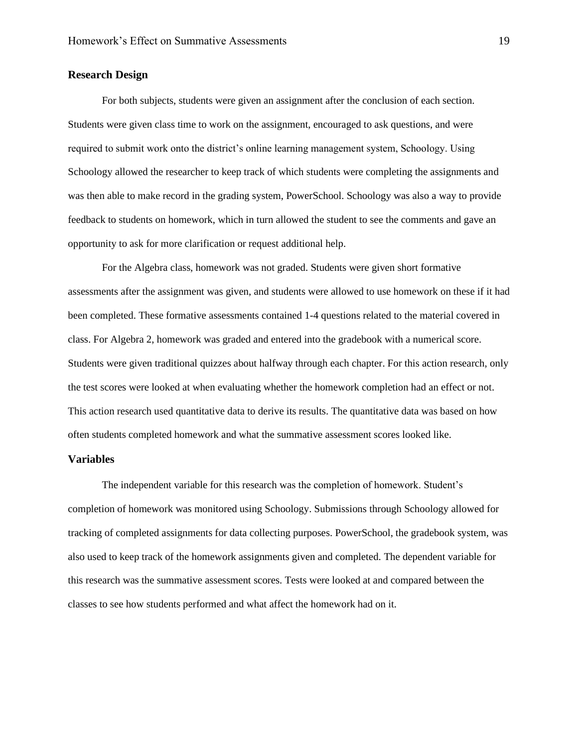## Research Design

For both subjects, students were given an assignment after the conclusion of each section. Students were given class time to work on the assignment, encouraged to ask questions, and were required to submit work onto the district's online learning management system, Schoology. Using Schoology allowed the researcher to keep track of which students were completing the assignments and was then able to make record in the grading system, PowerSchool. Schoology was also a way to provide feedback to students on homework, which in turn allowed the student to see the comments and gave an opportunity to ask for more clarification or request additional help.

For the Algebra class, homework was not graded. Students were given short formative assessments after the assignment was given, and students were allowed to use homework on these if it had been completed. These formative assessments contained 1-4 questions related to the material covered in class. For Algebra 2, homework was graded and entered into the gradebook with a numerical score. Students were given traditional quizzes about halfway through each chapter. For this action research, only the test scores were looked at when evaluating whether the homework completion had an effect or not. This action research used quantitative data to derive its results. The quantitative data was based on how often students completed homework and what the summative assessment scores looked like.

## Variables

The independent variable for this research was the completion of homework. Student's completion of homework was monitored using Schoology. Submissions through Schoology allowed for tracking of completed assignments for data collecting purposes. PowerSchool, the gradebook system, was also used to keep track of the homework assignments given and completed. The dependent variable for this research was the summative assessment scores. Tests were looked at and compared between the classes to see how students performed and what affect the homework had on it.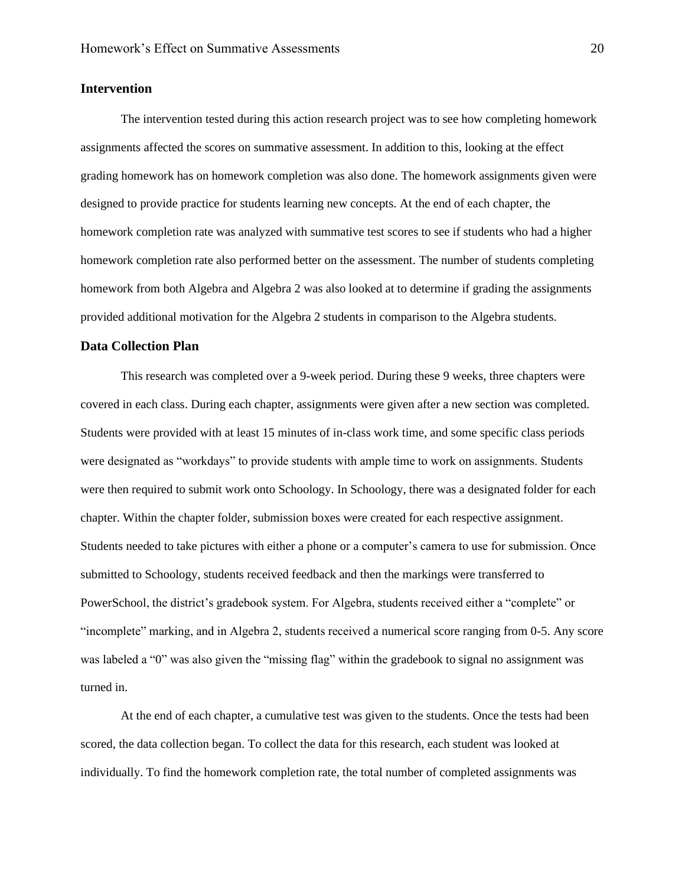## Intervention

The intervention tested during this action research project was to see how completing homework assignments affected the scores on summative assessment. In addition to this, looking at the effect grading homework has on homework completion was also done. The homework assignments given were designed to provide practice for students learning new concepts. At the end of each chapter, the homework completion rate was analyzed with summative test scores to see if students who had a higher homework completion rate also performed better on the assessment. The number of students completing homework from both Algebra and Algebra 2 was also looked at to determine if grading the assignments provided additional motivation for the Algebra 2 students in comparison to the Algebra students.

## Data Collection Plan

This research was completed over a 9-week period. During these 9 weeks, three chapters were covered in each class. During each chapter, assignments were given after a new section was completed. Students were provided with at least 15 minutes of in-class work time, and some specific class periods were designated as "workdays" to provide students with ample time to work on assignments. Students were then required to submit work onto Schoology. In Schoology, there was a designated folder for each chapter. Within the chapter folder, submission boxes were created for each respective assignment. Students needed to take pictures with either a phone or a computer's camera to use for submission. Once submitted to Schoology, students received feedback and then the markings were transferred to PowerSchool, the district's gradebook system. For Algebra, students received either a "complete" or "incomplete" marking, and in Algebra 2, students received a numerical score ranging from 0-5. Any score was labeled a "0" was also given the "missing flag" within the gradebook to signal no assignment was turned in.

At the end of each chapter, a cumulative test was given to the students. Once the tests had been scored, the data collection began. To collect the data for this research, each student was looked at individually. To find the homework completion rate, the total number of completed assignments was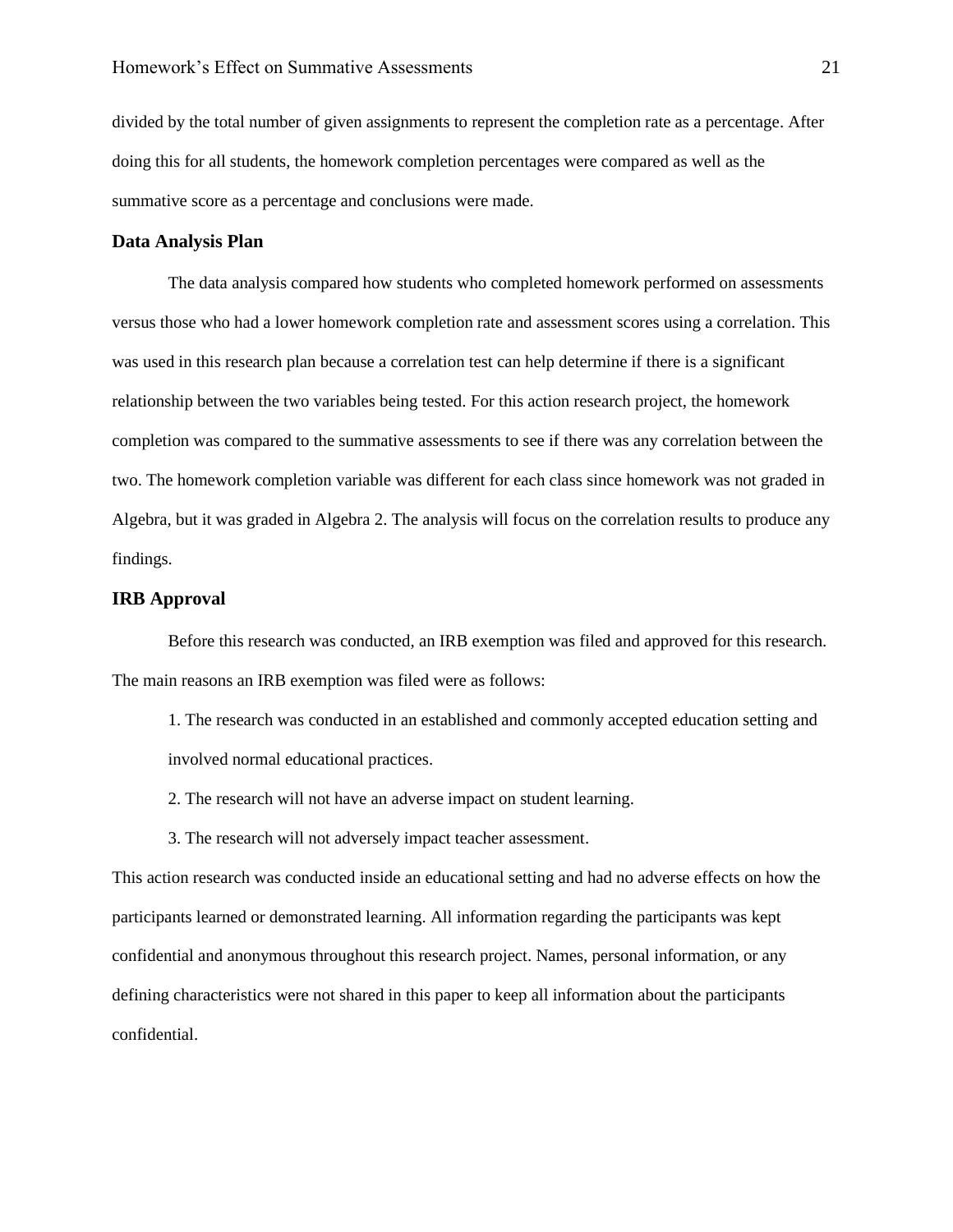divided by the total number of given assignments to represent the completion rate as a percentage. After doing this for all students, the homework completion percentages were compared as well as the summative score as a percentage and conclusions were made.

### Data Analysis Plan

The data analysis compared how students who completed homework performed on assessments versus those who had a lower homework completion rate and assessment scores using a correlation. This was used in this research plan because a correlation test can help determine if there is a significant relationship between the two variables being tested. For this action research project, the homework completion was compared to the summative assessments to see if there was any correlation between the two. The homework completion variable was different for each class since homework was not graded in Algebra, but it was graded in Algebra 2. The analysis will focus on the correlation results to produce any findings.

### IRB Approval

Before this research was conducted, an IRB exemption was filed and approved for this research. The main reasons an IRB exemption was filed were as follows:

1. The research was conducted in an established and commonly accepted education setting and involved normal educational practices.
2. The research will not have an adverse impact on student learning.
3. The research will not adversely impact teacher assessment.

This action research was conducted inside an educational setting and had no adverse effects on how the participants learned or demonstrated learning. All information regarding the participants was kept confidential and anonymous throughout this research project. Names, personal information, or any defining characteristics were not shared in this paper to keep all information about the participants confidential.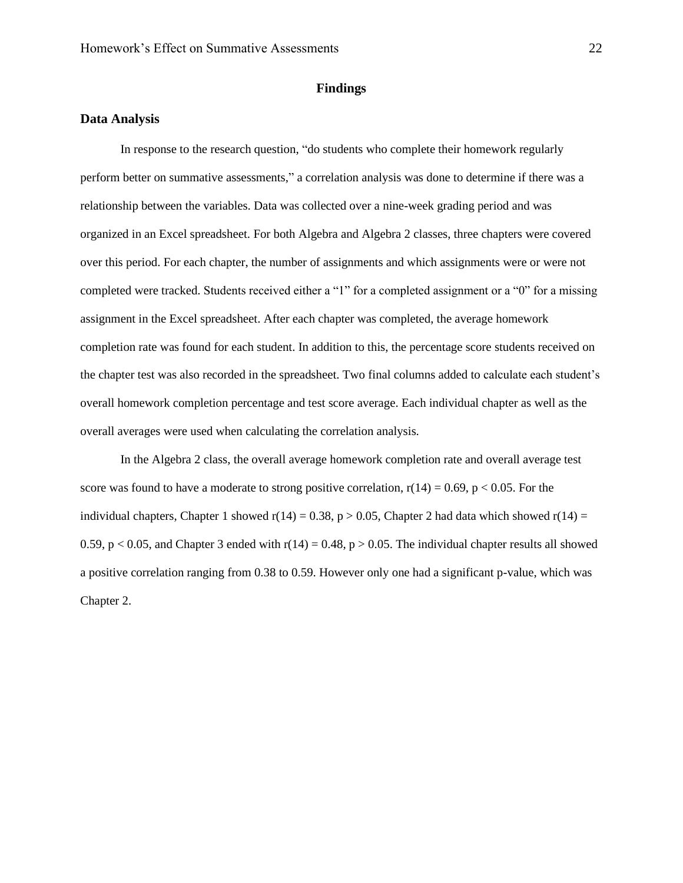# Findings

## Data Analysis

In response to the research question, "do students who complete their homework regularly perform better on summative assessments," a correlation analysis was done to determine if there was a relationship between the variables. Data was collected over a nine-week grading period and was organized in an Excel spreadsheet. For both Algebra and Algebra 2 classes, three chapters were covered over this period. For each chapter, the number of assignments and which assignments were or were not completed were tracked. Students received either a "1" for a completed assignment or a "0" for a missing assignment in the Excel spreadsheet. After each chapter was completed, the average homework completion rate was found for each student. In addition to this, the percentage score students received on the chapter test was also recorded in the spreadsheet. Two final columns added to calculate each student's overall homework completion percentage and test score average. Each individual chapter as well as the overall averages were used when calculating the correlation analysis.

In the Algebra 2 class, the overall average homework completion rate and overall average test score was found to have a moderate to strong positive correlation, $r(14) = 0.69$, $p < 0.05$. For the individual chapters, Chapter 1 showed $r(14) = 0.38$, $p > 0.05$, Chapter 2 had data which showed $r(14) = 0.59$, $p < 0.05$, and Chapter 3 ended with $r(14) = 0.48$, $p > 0.05$. The individual chapter results all showed a positive correlation ranging from 0.38 to 0.59. However only one had a significant p-value, which was Chapter 2.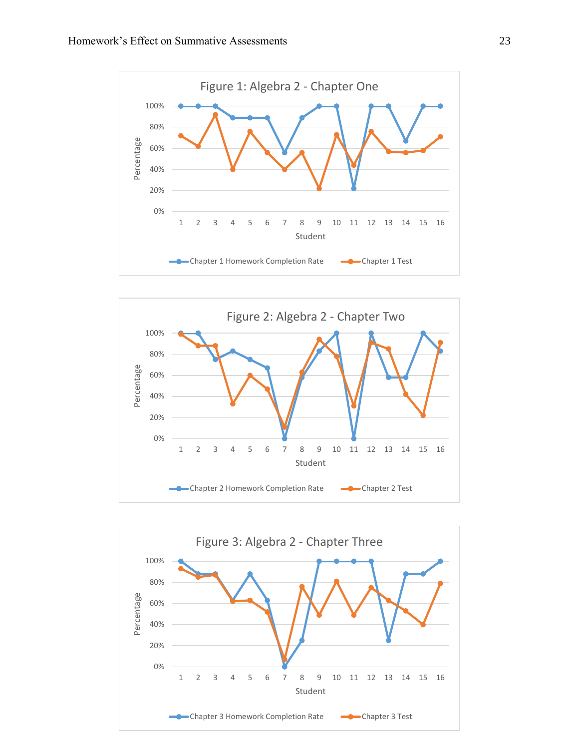Figure 1: Algebra 2 - Chapter One

Chapter 1 Homework Completion Rate — Chapter 1 Test

Figure 2: Algebra 2 - Chapter Two

Chapter 2 Homework Completion Rate — Chapter 2 Test

Figure 3: Algebra 2 - Chapter Three

Chapter 3 Homework Completion Rate — Chapter 3 Test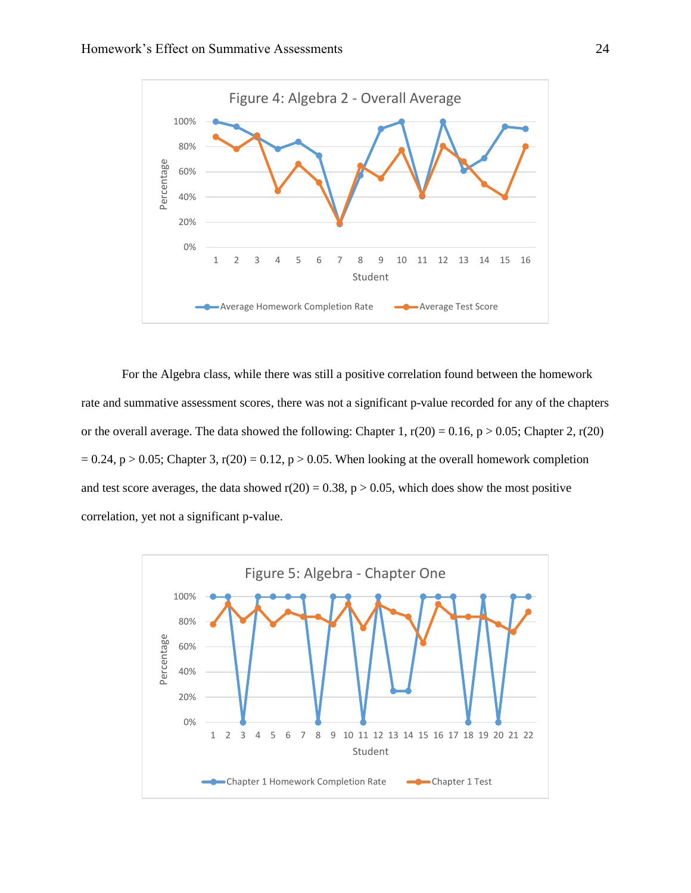Figure 4: Algebra 2 - Overall Average

For the Algebra class, while there was still a positive correlation found between the homework rate and summative assessment scores, there was not a significant p-value recorded for any of the chapters or the overall average. The data showed the following: Chapter 1, $r(20) = 0.16$, $p > 0.05$; Chapter 2, $r(20) = 0.24$, $p > 0.05$; Chapter 3, $r(20) = 0.12$, $p > 0.05$. When looking at the overall homework completion and test score averages, the data showed $r(20) = 0.38$, $p > 0.05$, which does show the most positive correlation, yet not a significant p-value.

Figure 5: Algebra - Chapter One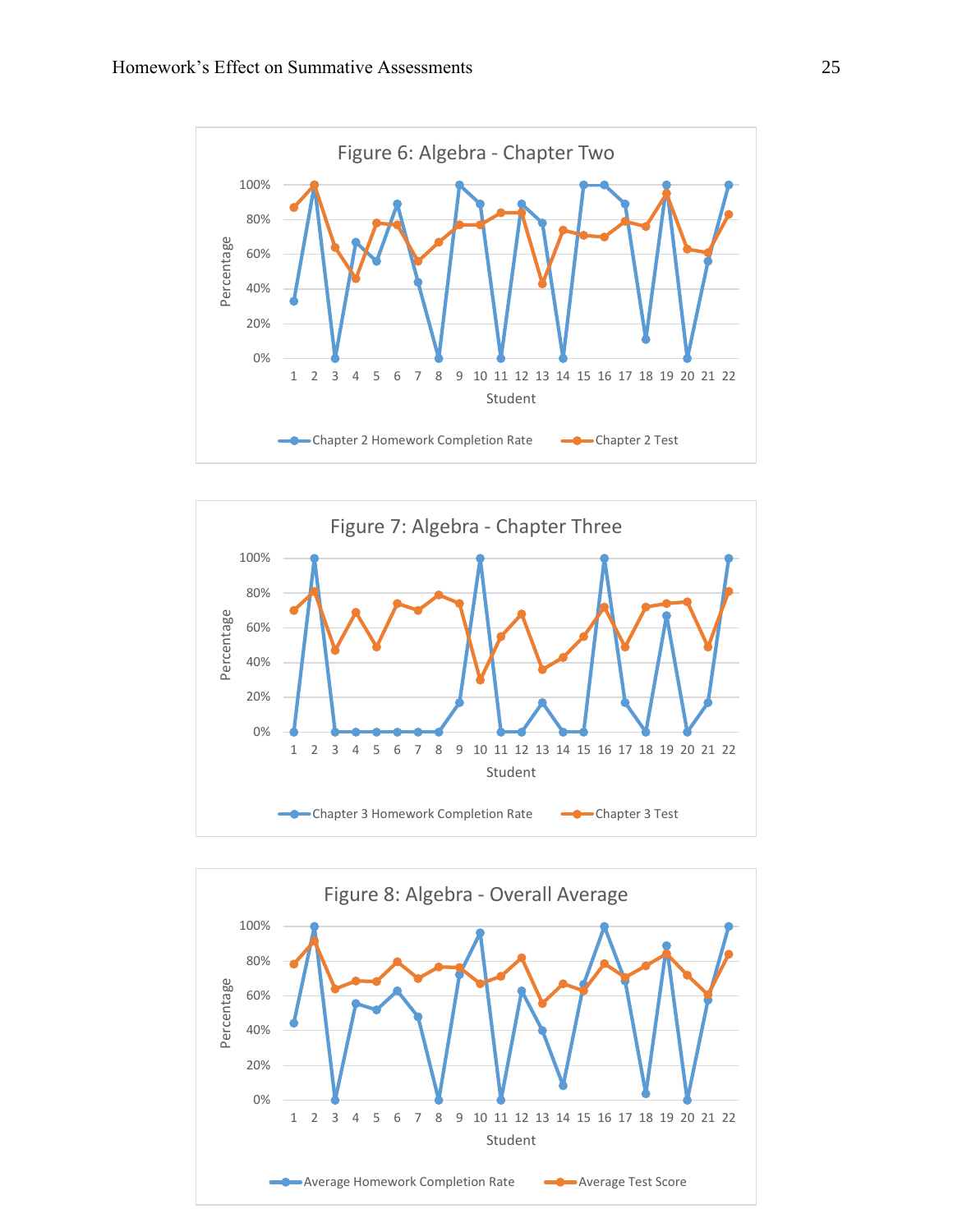Figure 6: Algebra - Chapter Two

Figure 7: Algebra - Chapter Three

Figure 8: Algebra - Overall Average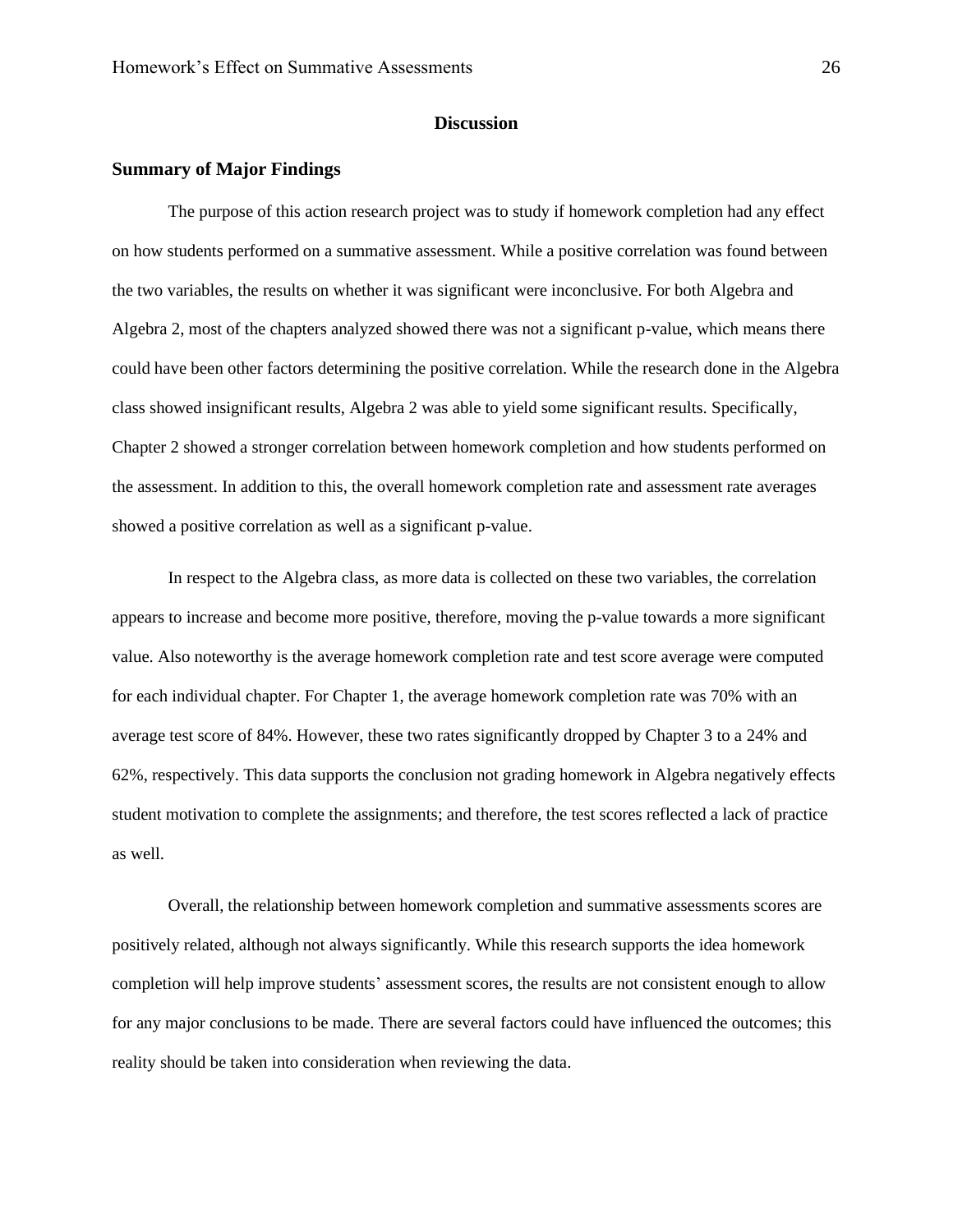# Discussion

## Summary of Major Findings

The purpose of this action research project was to study if homework completion had any effect on how students performed on a summative assessment. While a positive correlation was found between the two variables, the results on whether it was significant were inconclusive. For both Algebra and Algebra 2, most of the chapters analyzed showed there was not a significant p-value, which means there could have been other factors determining the positive correlation. While the research done in the Algebra class showed insignificant results, Algebra 2 was able to yield some significant results. Specifically, Chapter 2 showed a stronger correlation between homework completion and how students performed on the assessment. In addition to this, the overall homework completion rate and assessment rate averages showed a positive correlation as well as a significant p-value.

In respect to the Algebra class, as more data is collected on these two variables, the correlation appears to increase and become more positive, therefore, moving the p-value towards a more significant value. Also noteworthy is the average homework completion rate and test score average were computed for each individual chapter. For Chapter 1, the average homework completion rate was 70% with an average test score of 84%. However, these two rates significantly dropped by Chapter 3 to a 24% and 62%, respectively. This data supports the conclusion not grading homework in Algebra negatively effects student motivation to complete the assignments; and therefore, the test scores reflected a lack of practice as well.

Overall, the relationship between homework completion and summative assessments scores are positively related, although not always significantly. While this research supports the idea homework completion will help improve students' assessment scores, the results are not consistent enough to allow for any major conclusions to be made. There are several factors could have influenced the outcomes; this reality should be taken into consideration when reviewing the data.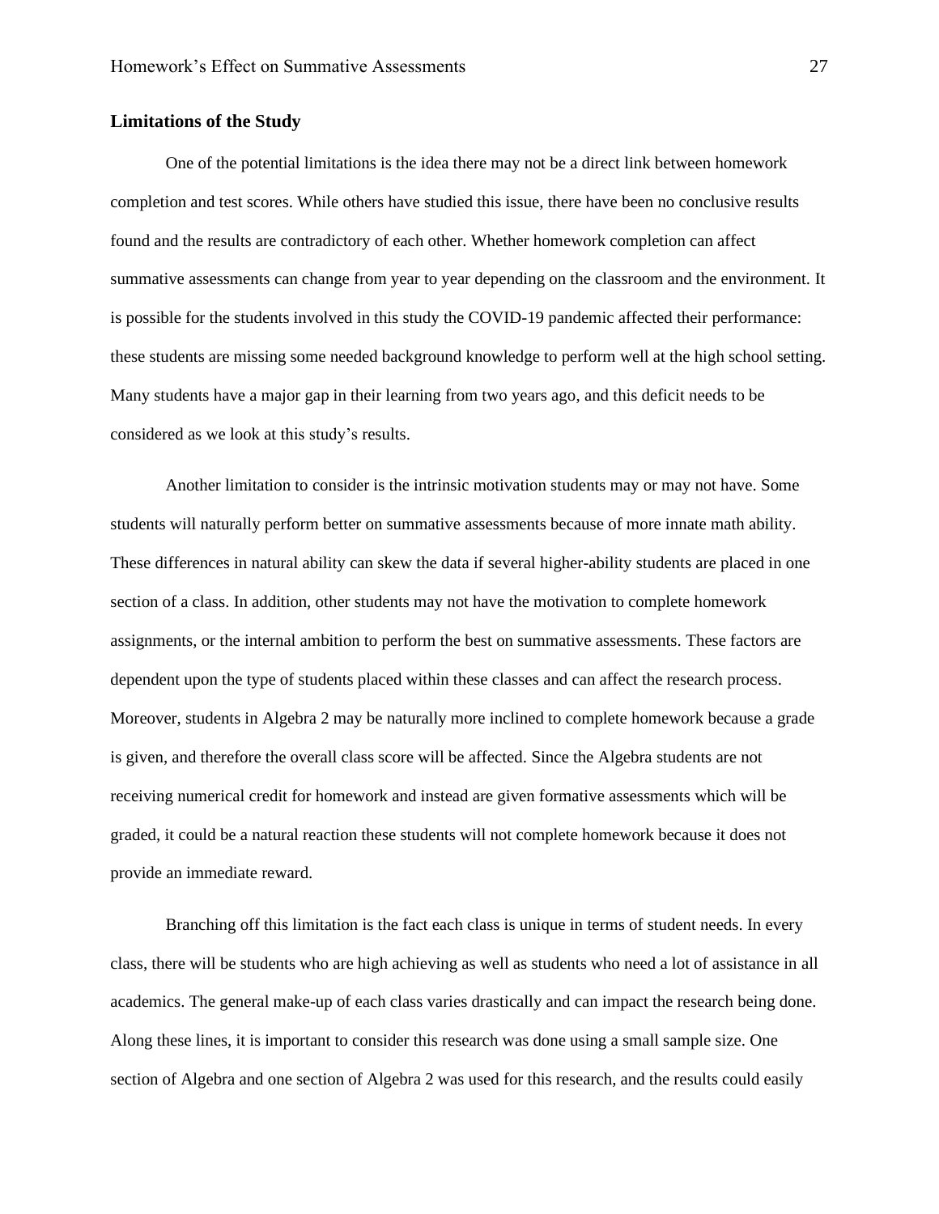### Limitations of the Study

One of the potential limitations is the idea there may not be a direct link between homework completion and test scores. While others have studied this issue, there have been no conclusive results found and the results are contradictory of each other. Whether homework completion can affect summative assessments can change from year to year depending on the classroom and the environment. It is possible for the students involved in this study the COVID-19 pandemic affected their performance: these students are missing some needed background knowledge to perform well at the high school setting. Many students have a major gap in their learning from two years ago, and this deficit needs to be considered as we look at this study's results.

Another limitation to consider is the intrinsic motivation students may or may not have. Some students will naturally perform better on summative assessments because of more innate math ability. These differences in natural ability can skew the data if several higher-ability students are placed in one section of a class. In addition, other students may not have the motivation to complete homework assignments, or the internal ambition to perform the best on summative assessments. These factors are dependent upon the type of students placed within these classes and can affect the research process. Moreover, students in Algebra 2 may be naturally more inclined to complete homework because a grade is given, and therefore the overall class score will be affected. Since the Algebra students are not receiving numerical credit for homework and instead are given formative assessments which will be graded, it could be a natural reaction these students will not complete homework because it does not provide an immediate reward.

Branching off this limitation is the fact each class is unique in terms of student needs. In every class, there will be students who are high achieving as well as students who need a lot of assistance in all academics. The general make-up of each class varies drastically and can impact the research being done. Along these lines, it is important to consider this research was done using a small sample size. One section of Algebra and one section of Algebra 2 was used for this research, and the results could easily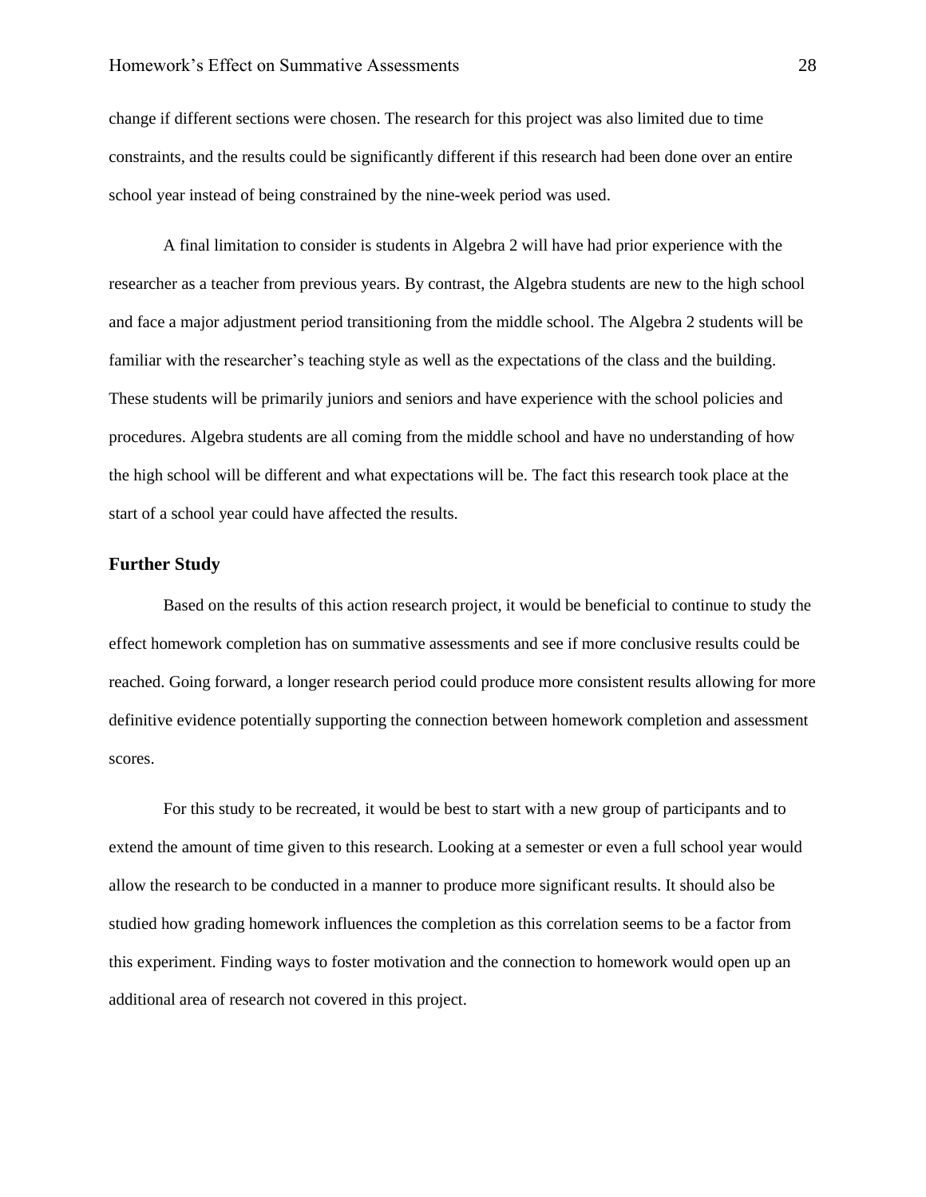change if different sections were chosen. The research for this project was also limited due to time constraints, and the results could be significantly different if this research had been done over an entire school year instead of being constrained by the nine-week period was used.

A final limitation to consider is students in Algebra 2 will have had prior experience with the researcher as a teacher from previous years. By contrast, the Algebra students are new to the high school and face a major adjustment period transitioning from the middle school. The Algebra 2 students will be familiar with the researcher's teaching style as well as the expectations of the class and the building. These students will be primarily juniors and seniors and have experience with the school policies and procedures. Algebra students are all coming from the middle school and have no understanding of how the high school will be different and what expectations will be. The fact this research took place at the start of a school year could have affected the results.

## Further Study

Based on the results of this action research project, it would be beneficial to continue to study the effect homework completion has on summative assessments and see if more conclusive results could be reached. Going forward, a longer research period could produce more consistent results allowing for more definitive evidence potentially supporting the connection between homework completion and assessment scores.

For this study to be recreated, it would be best to start with a new group of participants and to extend the amount of time given to this research. Looking at a semester or even a full school year would allow the research to be conducted in a manner to produce more significant results. It should also be studied how grading homework influences the completion as this correlation seems to be a factor from this experiment. Finding ways to foster motivation and the connection to homework would open up an additional area of research not covered in this project.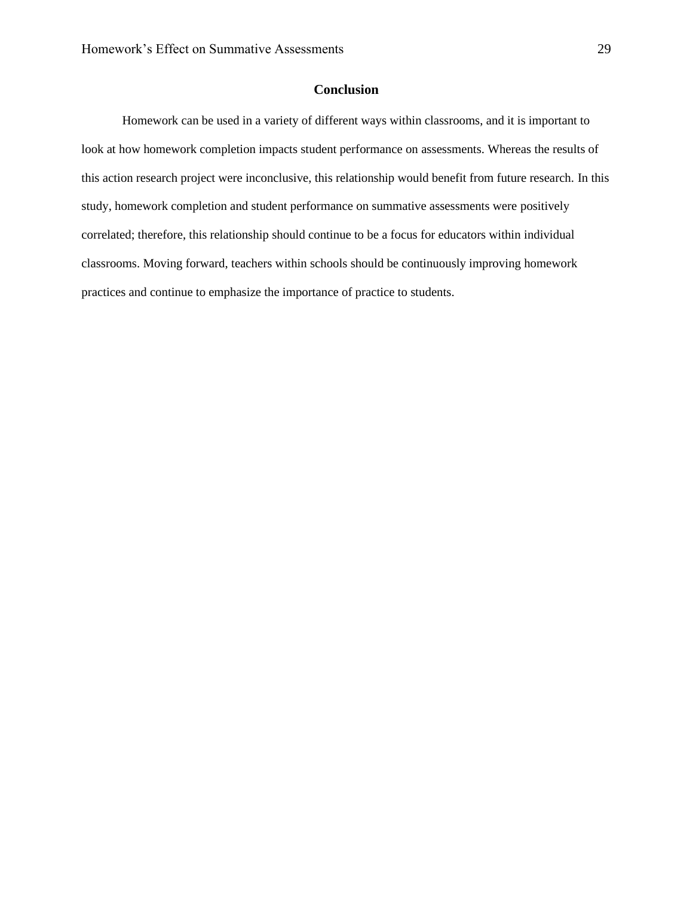## Conclusion

Homework can be used in a variety of different ways within classrooms, and it is important to look at how homework completion impacts student performance on assessments. Whereas the results of this action research project were inconclusive, this relationship would benefit from future research. In this study, homework completion and student performance on summative assessments were positively correlated; therefore, this relationship should continue to be a focus for educators within individual classrooms. Moving forward, teachers within schools should be continuously improving homework practices and continue to emphasize the importance of practice to students.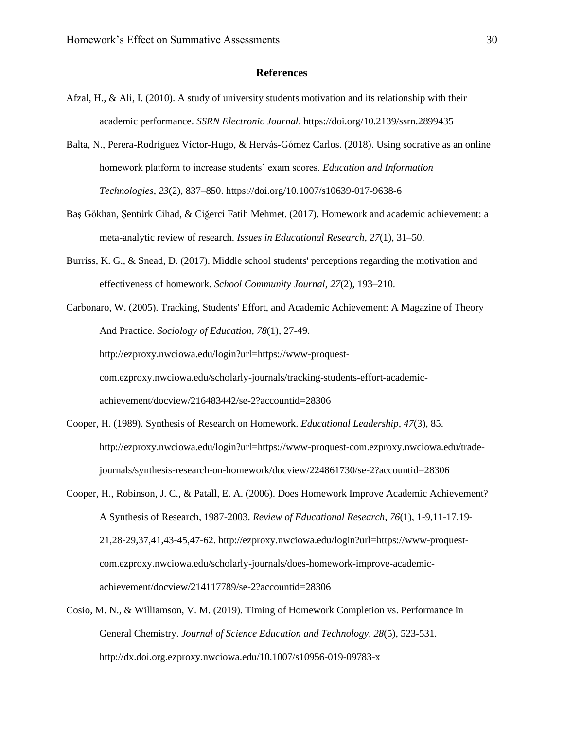# References

Afzal, H., & Ali, I. (2010). A study of university students motivation and its relationship with their academic performance. *SSRN Electronic Journal*. https://doi.org/10.2139/ssrn.2899435

Balta, N., Perera-Rodríguez Víctor-Hugo, & Hervás-Gómez Carlos. (2018). Using socrative as an online homework platform to increase students' exam scores. *Education and Information Technologies*, *23*(2), 837–850. https://doi.org/10.1007/s10639-017-9638-6

Baş Gökhan, Şentürk Cihad, & Ciğerci Fatih Mehmet. (2017). Homework and academic achievement: a meta-analytic review of research. *Issues in Educational Research*, *27*(1), 31–50.

Burriss, K. G., & Snead, D. (2017). Middle school students' perceptions regarding the motivation and effectiveness of homework. *School Community Journal*, *27*(2), 193–210.

Carbonaro, W. (2005). Tracking, Students' Effort, and Academic Achievement: A Magazine of Theory And Practice. *Sociology of Education, 78*(1), 27-49. http://ezproxy.nwciowa.edu/login?url=https://www-proquest-com.ezproxy.nwciowa.edu/scholarly-journals/tracking-students-effort-academic-achievement/docview/216483442/se-2?accountid=28306

Cooper, H. (1989). Synthesis of Research on Homework. *Educational Leadership, 47*(3), 85. http://ezproxy.nwciowa.edu/login?url=https://www-proquest-com.ezproxy.nwciowa.edu/trade-journals/synthesis-research-on-homework/docview/224861730/se-2?accountid=28306

Cooper, H., Robinson, J. C., & Patall, E. A. (2006). Does Homework Improve Academic Achievement? A Synthesis of Research, 1987-2003. *Review of Educational Research, 76*(1), 1-9,11-17,19-21,28-29,37,41,43-45,47-62. http://ezproxy.nwciowa.edu/login?url=https://www-proquest-com.ezproxy.nwciowa.edu/scholarly-journals/does-homework-improve-academic-achievement/docview/214117789/se-2?accountid=28306

Cosio, M. N., & Williamson, V. M. (2019). Timing of Homework Completion vs. Performance in General Chemistry. *Journal of Science Education and Technology, 28*(5), 523-531. http://dx.doi.org.ezproxy.nwciowa.edu/10.1007/s10956-019-09783-x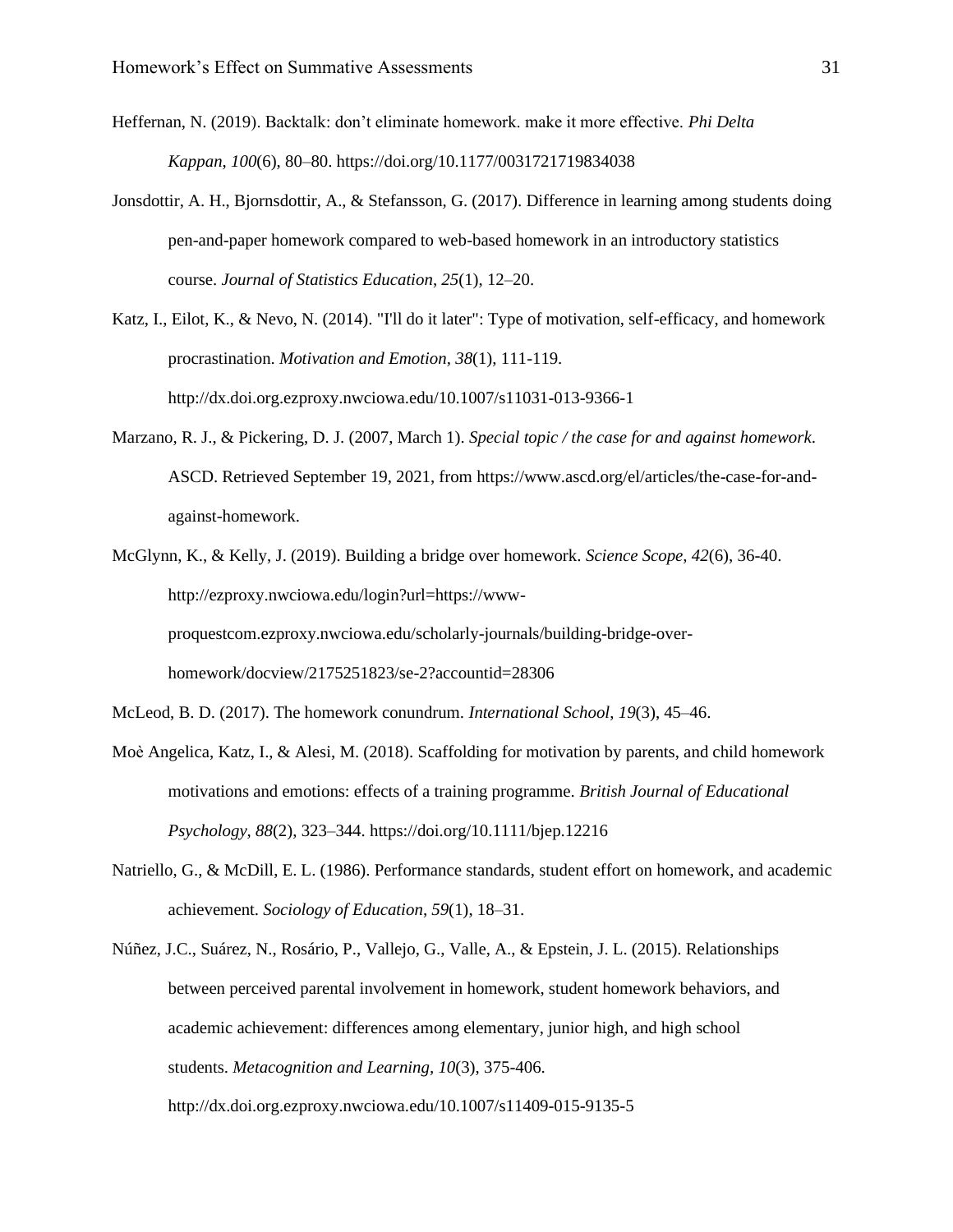Heffernan, N. (2019). Backtalk: don't eliminate homework. make it more effective. *Phi Delta Kappan*, *100*(6), 80–80. https://doi.org/10.1177/0031721719834038

Jonsdottir, A. H., Bjornsdottir, A., & Stefansson, G. (2017). Difference in learning among students doing pen-and-paper homework compared to web-based homework in an introductory statistics course. *Journal of Statistics Education*, *25*(1), 12–20.

Katz, I., Eilot, K., & Nevo, N. (2014). "I'll do it later": Type of motivation, self-efficacy, and homework procrastination. *Motivation and Emotion, 38*(1), 111-119. http://dx.doi.org.ezproxy.nwciowa.edu/10.1007/s11031-013-9366-1

Marzano, R. J., & Pickering, D. J. (2007, March 1). *Special topic / the case for and against homework*. ASCD. Retrieved September 19, 2021, from https://www.ascd.org/el/articles/the-case-for-and-against-homework.

McGlynn, K., & Kelly, J. (2019). Building a bridge over homework. *Science Scope, 42*(6), 36-40. http://ezproxy.nwciowa.edu/login?url=https://www-proquestcom.ezproxy.nwciowa.edu/scholarly-journals/building-bridge-over-homework/docview/2175251823/se-2?accountid=28306

McLeod, B. D. (2017). The homework conundrum. *International School*, *19*(3), 45–46.

Moè Angelica, Katz, I., & Alesi, M. (2018). Scaffolding for motivation by parents, and child homework motivations and emotions: effects of a training programme. *British Journal of Educational Psychology*, *88*(2), 323–344. https://doi.org/10.1111/bjep.12216

Natriello, G., & McDill, E. L. (1986). Performance standards, student effort on homework, and academic achievement. *Sociology of Education*, *59*(1), 18–31.

Núñez, J.C., Suárez, N., Rosário, P., Vallejo, G., Valle, A., & Epstein, J. L. (2015). Relationships between perceived parental involvement in homework, student homework behaviors, and academic achievement: differences among elementary, junior high, and high school students. *Metacognition and Learning, 10*(3), 375-406. http://dx.doi.org.ezproxy.nwciowa.edu/10.1007/s11409-015-9135-5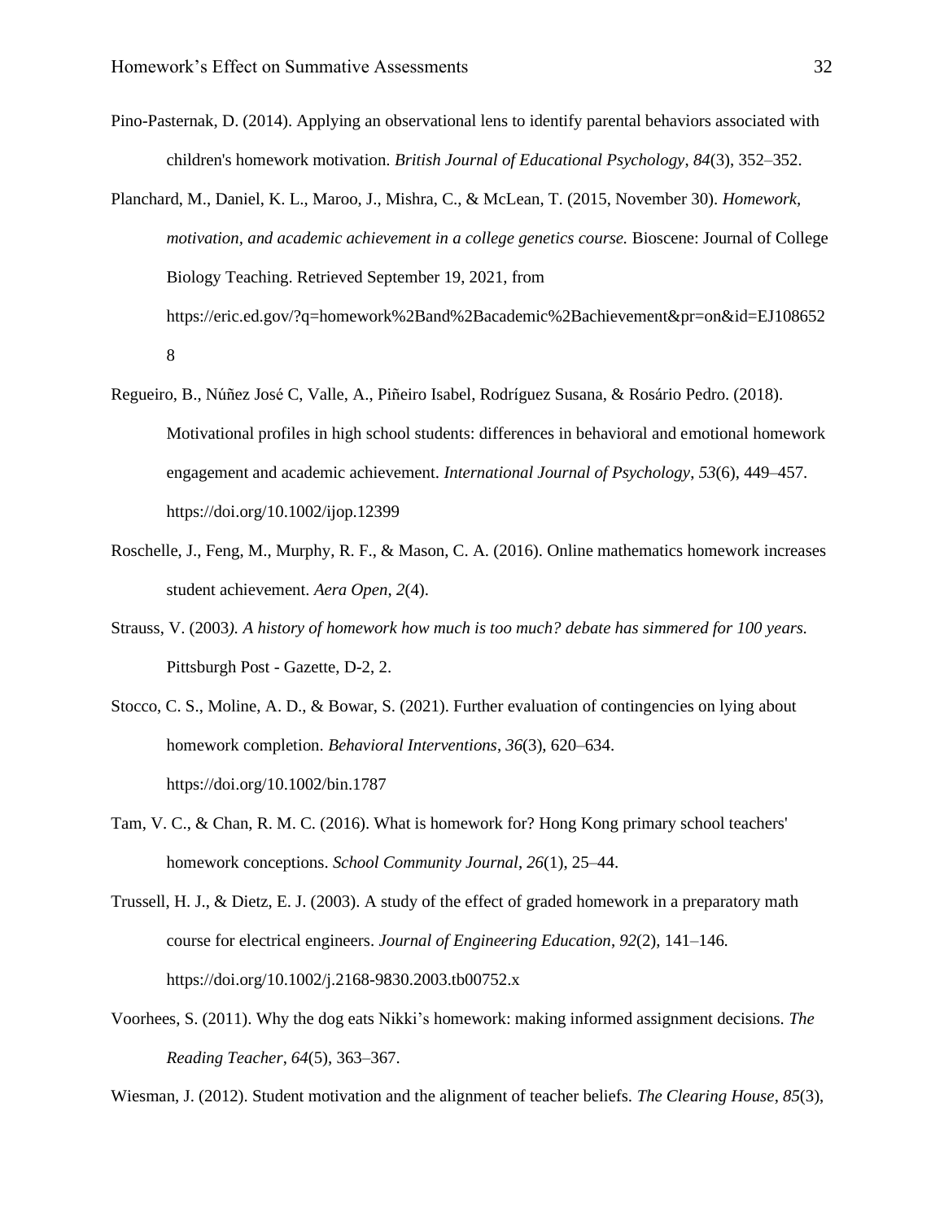Pino-Pasternak, D. (2014). Applying an observational lens to identify parental behaviors associated with children's homework motivation. *British Journal of Educational Psychology*, *84*(3), 352–352.

Planchard, M., Daniel, K. L., Maroo, J., Mishra, C., & McLean, T. (2015, November 30). *Homework, motivation, and academic achievement in a college genetics course.* Bioscene: Journal of College Biology Teaching. Retrieved September 19, 2021, from https://eric.ed.gov/?q=homework%2Band%2Bacademic%2Bachievement&pr=on&id=EJ1086528

Regueiro, B., Núñez José C, Valle, A., Piñeiro Isabel, Rodríguez Susana, & Rosário Pedro. (2018). Motivational profiles in high school students: differences in behavioral and emotional homework engagement and academic achievement. *International Journal of Psychology*, *53*(6), 449–457. https://doi.org/10.1002/ijop.12399

Roschelle, J., Feng, M., Murphy, R. F., & Mason, C. A. (2016). Online mathematics homework increases student achievement. *Aera Open*, *2*(4).

Strauss, V. (2003*). A history of homework how much is too much? debate has simmered for 100 years.* Pittsburgh Post - Gazette, D-2, 2.

Stocco, C. S., Moline, A. D., & Bowar, S. (2021). Further evaluation of contingencies on lying about homework completion. *Behavioral Interventions*, *36*(3), 620–634. https://doi.org/10.1002/bin.1787

Tam, V. C., & Chan, R. M. C. (2016). What is homework for? Hong Kong primary school teachers' homework conceptions. *School Community Journal*, *26*(1), 25–44.

Trussell, H. J., & Dietz, E. J. (2003). A study of the effect of graded homework in a preparatory math course for electrical engineers. *Journal of Engineering Education*, *92*(2), 141–146. https://doi.org/10.1002/j.2168-9830.2003.tb00752.x

Voorhees, S. (2011). Why the dog eats Nikki's homework: making informed assignment decisions. *The Reading Teacher*, *64*(5), 363–367.

Wiesman, J. (2012). Student motivation and the alignment of teacher beliefs. *The Clearing House*, *85*(3),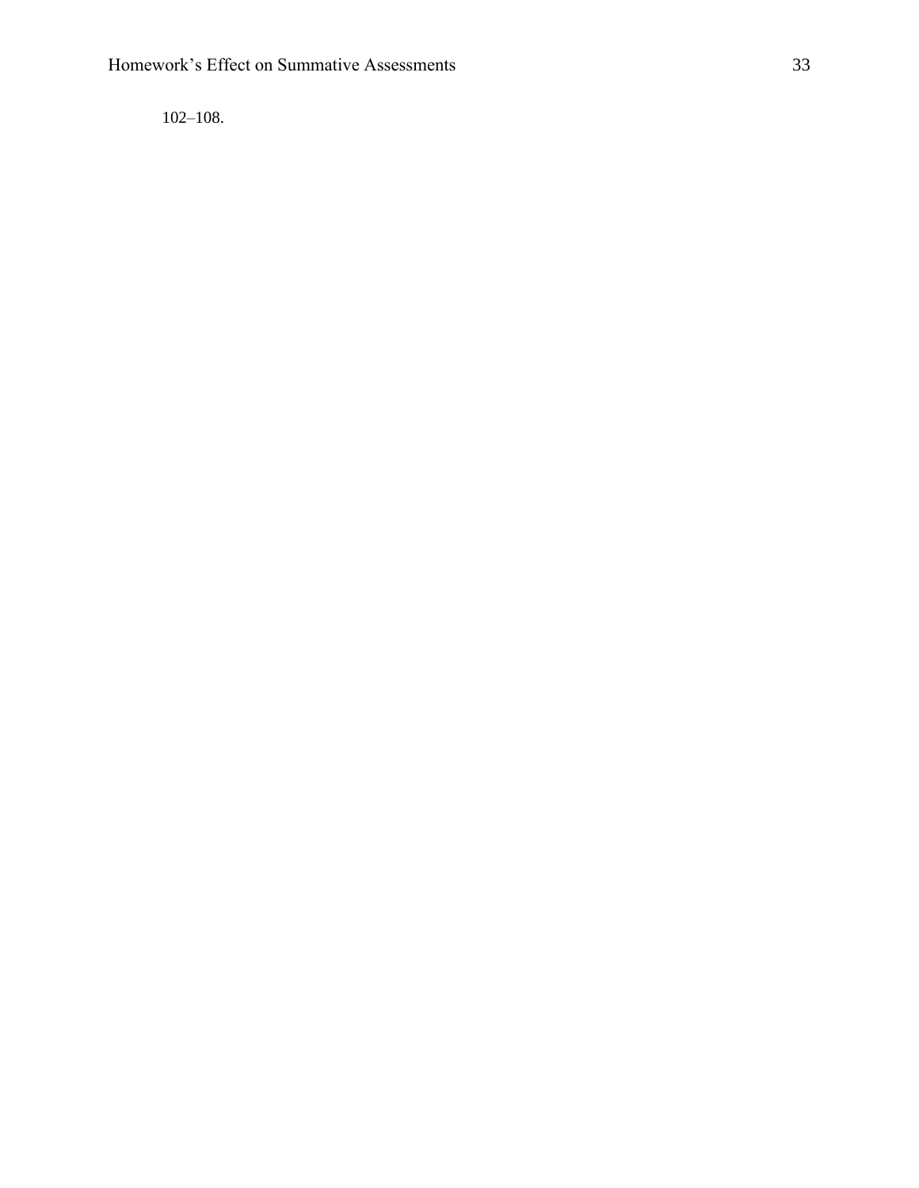102–108.